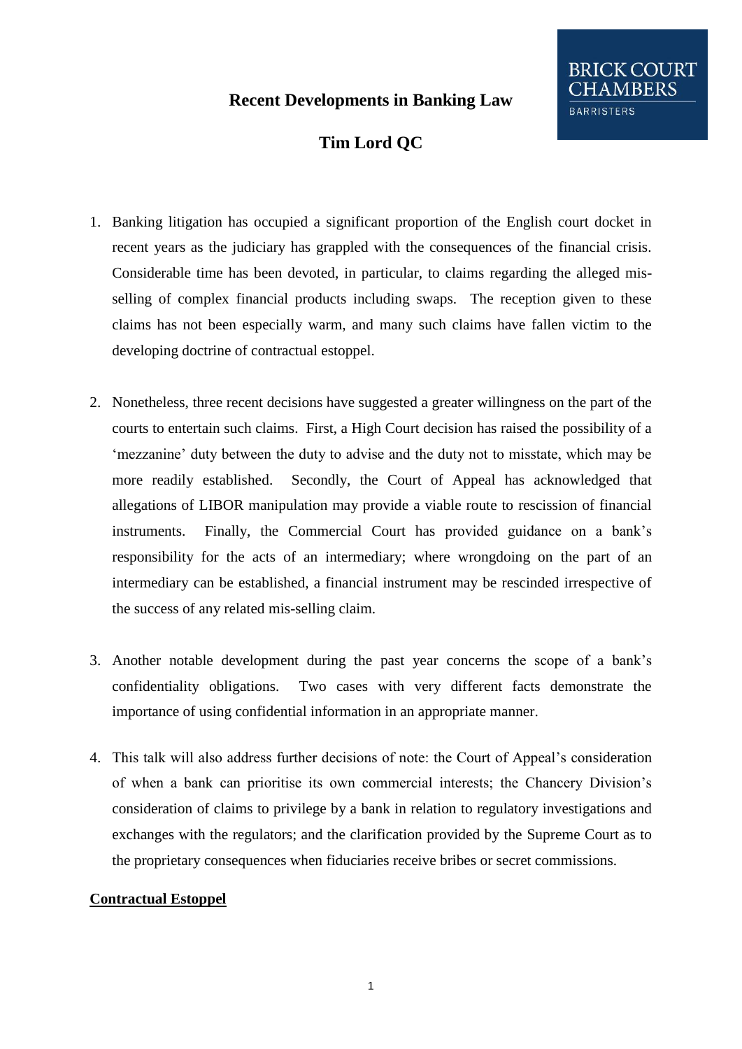# Recent Developments in Banking Law

## Tim Lord QC

BRICK COURT CHAMBERS
BARRISTERS

1. Banking litigation has occupied a significant proportion of the English court docket in recent years as the judiciary has grappled with the consequences of the financial crisis. Considerable time has been devoted, in particular, to claims regarding the alleged mis-selling of complex financial products including swaps. The reception given to these claims has not been especially warm, and many such claims have fallen victim to the developing doctrine of contractual estoppel.

2. Nonetheless, three recent decisions have suggested a greater willingness on the part of the courts to entertain such claims. First, a High Court decision has raised the possibility of a 'mezzanine' duty between the duty to advise and the duty not to misstate, which may be more readily established. Secondly, the Court of Appeal has acknowledged that allegations of LIBOR manipulation may provide a viable route to rescission of financial instruments. Finally, the Commercial Court has provided guidance on a bank's responsibility for the acts of an intermediary; where wrongdoing on the part of an intermediary can be established, a financial instrument may be rescinded irrespective of the success of any related mis-selling claim.

3. Another notable development during the past year concerns the scope of a bank's confidentiality obligations. Two cases with very different facts demonstrate the importance of using confidential information in an appropriate manner.

4. This talk will also address further decisions of note: the Court of Appeal's consideration of when a bank can prioritise its own commercial interests; the Chancery Division's consideration of claims to privilege by a bank in relation to regulatory investigations and exchanges with the regulators; and the clarification provided by the Supreme Court as to the proprietary consequences when fiduciaries receive bribes or secret commissions.

**<u>Contractual Estoppel</u>**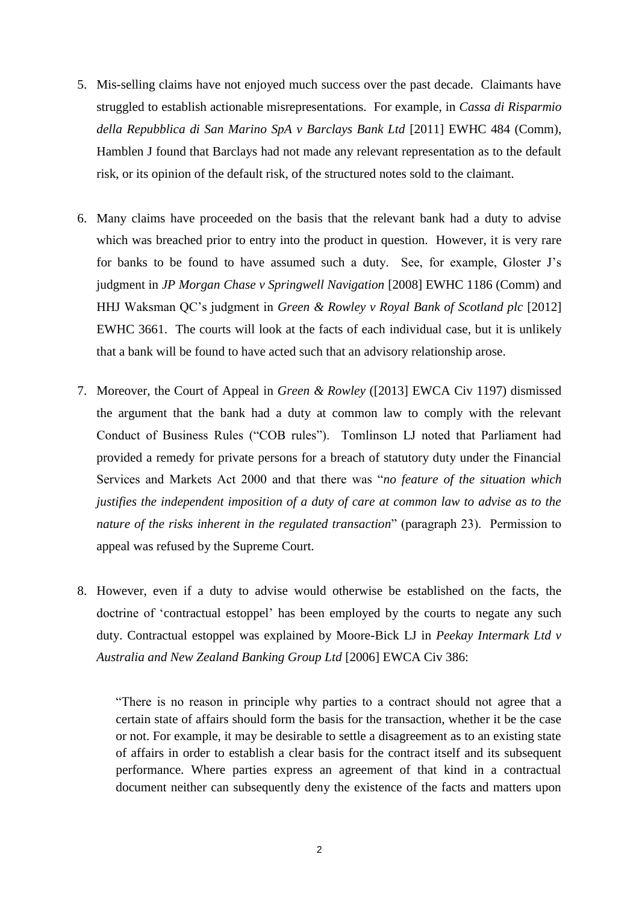5. Mis-selling claims have not enjoyed much success over the past decade. Claimants have struggled to establish actionable misrepresentations. For example, in *Cassa di Risparmio della Repubblica di San Marino SpA v Barclays Bank Ltd* [2011] EWHC 484 (Comm), Hamblen J found that Barclays had not made any relevant representation as to the default risk, or its opinion of the default risk, of the structured notes sold to the claimant.

6. Many claims have proceeded on the basis that the relevant bank had a duty to advise which was breached prior to entry into the product in question. However, it is very rare for banks to be found to have assumed such a duty. See, for example, Gloster J's judgment in *JP Morgan Chase v Springwell Navigation* [2008] EWHC 1186 (Comm) and HHJ Waksman QC's judgment in *Green & Rowley v Royal Bank of Scotland plc* [2012] EWHC 3661. The courts will look at the facts of each individual case, but it is unlikely that a bank will be found to have acted such that an advisory relationship arose.

7. Moreover, the Court of Appeal in *Green & Rowley* ([2013] EWCA Civ 1197) dismissed the argument that the bank had a duty at common law to comply with the relevant Conduct of Business Rules ("COB rules"). Tomlinson LJ noted that Parliament had provided a remedy for private persons for a breach of statutory duty under the Financial Services and Markets Act 2000 and that there was "*no feature of the situation which justifies the independent imposition of a duty of care at common law to advise as to the nature of the risks inherent in the regulated transaction*" (paragraph 23). Permission to appeal was refused by the Supreme Court.

8. However, even if a duty to advise would otherwise be established on the facts, the doctrine of 'contractual estoppel' has been employed by the courts to negate any such duty. Contractual estoppel was explained by Moore-Bick LJ in *Peekay Intermark Ltd v Australia and New Zealand Banking Group Ltd* [2006] EWCA Civ 386:

> "There is no reason in principle why parties to a contract should not agree that a certain state of affairs should form the basis for the transaction, whether it be the case or not. For example, it may be desirable to settle a disagreement as to an existing state of affairs in order to establish a clear basis for the contract itself and its subsequent performance. Where parties express an agreement of that kind in a contractual document neither can subsequently deny the existence of the facts and matters upon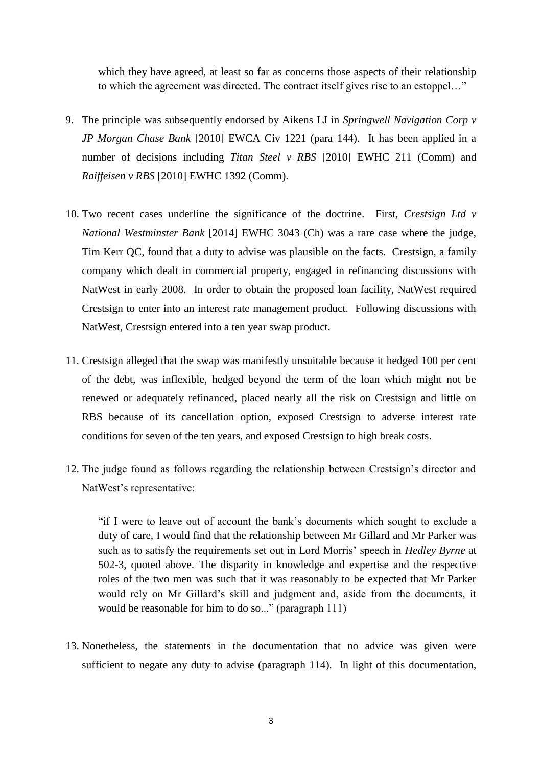> which they have agreed, at least so far as concerns those aspects of their relationship to which the agreement was directed. The contract itself gives rise to an estoppel…"

9. The principle was subsequently endorsed by Aikens LJ in *Springwell Navigation Corp v JP Morgan Chase Bank* [2010] EWCA Civ 1221 (para 144). It has been applied in a number of decisions including *Titan Steel v RBS* [2010] EWHC 211 (Comm) and *Raiffeisen v RBS* [2010] EWHC 1392 (Comm).

10. Two recent cases underline the significance of the doctrine. First, *Crestsign Ltd v National Westminster Bank* [2014] EWHC 3043 (Ch) was a rare case where the judge, Tim Kerr QC, found that a duty to advise was plausible on the facts. Crestsign, a family company which dealt in commercial property, engaged in refinancing discussions with NatWest in early 2008. In order to obtain the proposed loan facility, NatWest required Crestsign to enter into an interest rate management product. Following discussions with NatWest, Crestsign entered into a ten year swap product.

11. Crestsign alleged that the swap was manifestly unsuitable because it hedged 100 per cent of the debt, was inflexible, hedged beyond the term of the loan which might not be renewed or adequately refinanced, placed nearly all the risk on Crestsign and little on RBS because of its cancellation option, exposed Crestsign to adverse interest rate conditions for seven of the ten years, and exposed Crestsign to high break costs.

12. The judge found as follows regarding the relationship between Crestsign's director and NatWest's representative:

> "if I were to leave out of account the bank's documents which sought to exclude a duty of care, I would find that the relationship between Mr Gillard and Mr Parker was such as to satisfy the requirements set out in Lord Morris' speech in *Hedley Byrne* at 502-3, quoted above. The disparity in knowledge and expertise and the respective roles of the two men was such that it was reasonably to be expected that Mr Parker would rely on Mr Gillard's skill and judgment and, aside from the documents, it would be reasonable for him to do so..." (paragraph 111)

13. Nonetheless, the statements in the documentation that no advice was given were sufficient to negate any duty to advise (paragraph 114). In light of this documentation,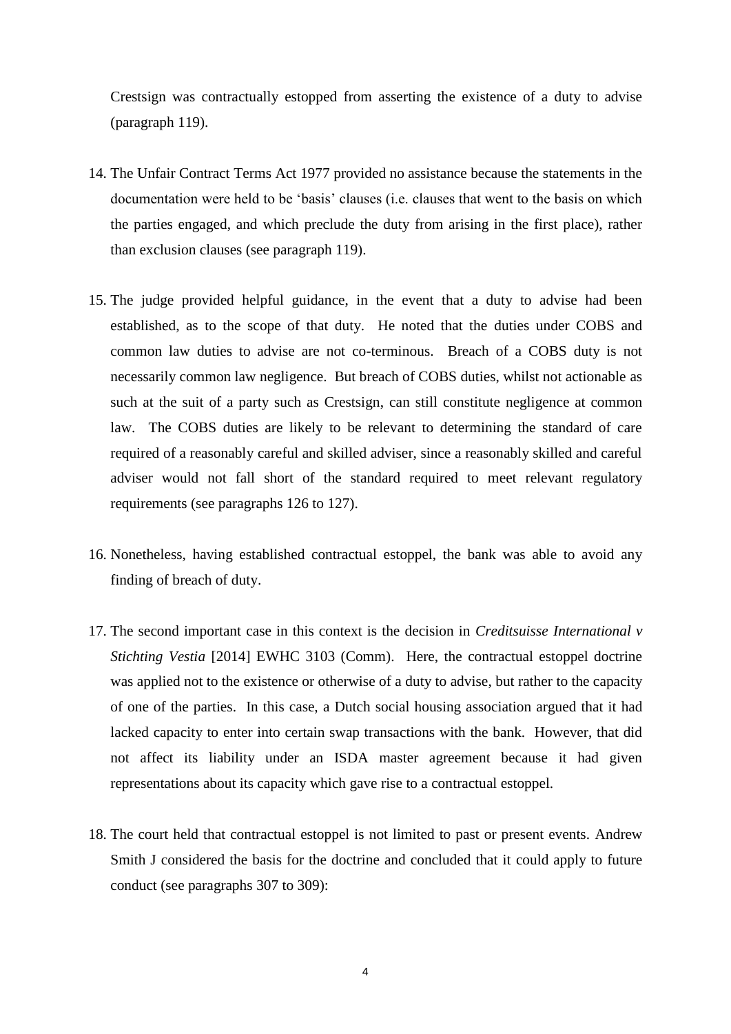Crestsign was contractually estopped from asserting the existence of a duty to advise (paragraph 119).

14. The Unfair Contract Terms Act 1977 provided no assistance because the statements in the documentation were held to be 'basis' clauses (i.e. clauses that went to the basis on which the parties engaged, and which preclude the duty from arising in the first place), rather than exclusion clauses (see paragraph 119).

15. The judge provided helpful guidance, in the event that a duty to advise had been established, as to the scope of that duty. He noted that the duties under COBS and common law duties to advise are not co-terminous. Breach of a COBS duty is not necessarily common law negligence. But breach of COBS duties, whilst not actionable as such at the suit of a party such as Crestsign, can still constitute negligence at common law. The COBS duties are likely to be relevant to determining the standard of care required of a reasonably careful and skilled adviser, since a reasonably skilled and careful adviser would not fall short of the standard required to meet relevant regulatory requirements (see paragraphs 126 to 127).

16. Nonetheless, having established contractual estoppel, the bank was able to avoid any finding of breach of duty.

17. The second important case in this context is the decision in *Creditsuisse International v Stichting Vestia* [2014] EWHC 3103 (Comm). Here, the contractual estoppel doctrine was applied not to the existence or otherwise of a duty to advise, but rather to the capacity of one of the parties. In this case, a Dutch social housing association argued that it had lacked capacity to enter into certain swap transactions with the bank. However, that did not affect its liability under an ISDA master agreement because it had given representations about its capacity which gave rise to a contractual estoppel.

18. The court held that contractual estoppel is not limited to past or present events. Andrew Smith J considered the basis for the doctrine and concluded that it could apply to future conduct (see paragraphs 307 to 309):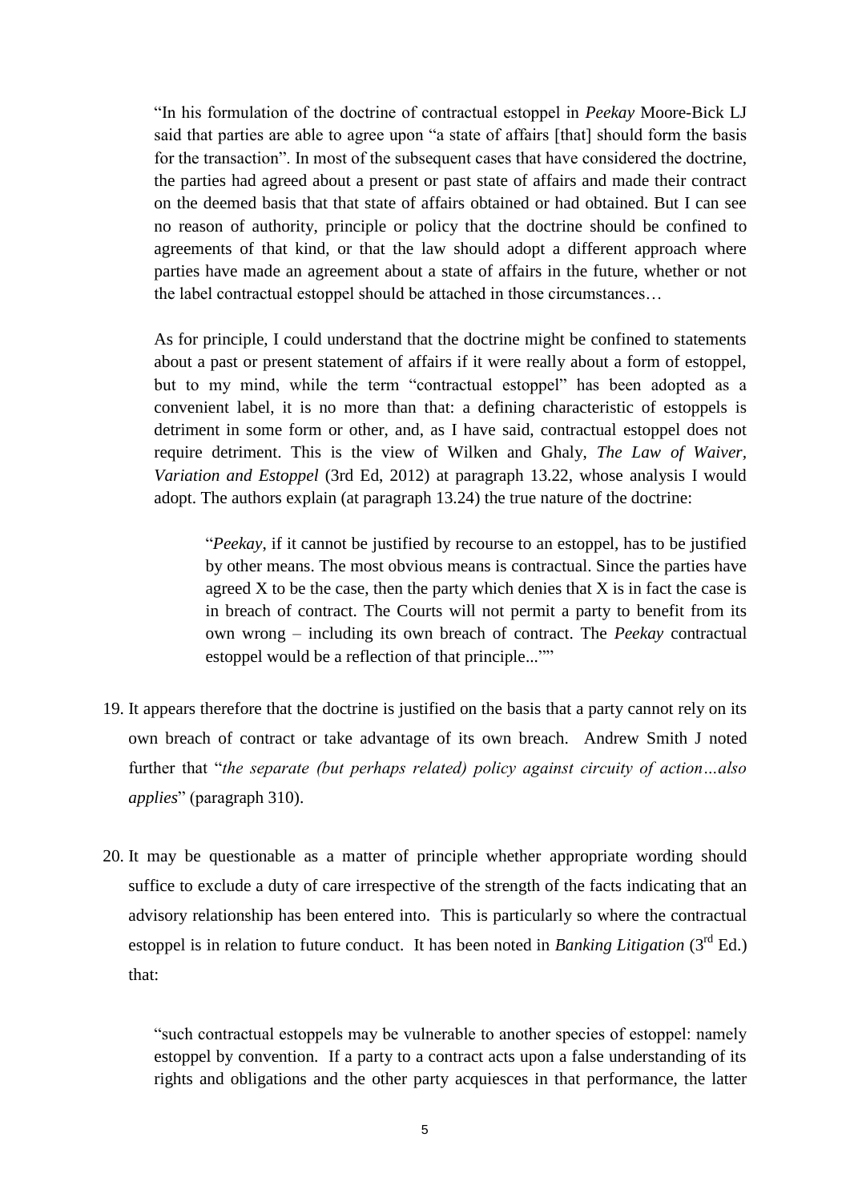> "In his formulation of the doctrine of contractual estoppel in *Peekay* Moore-Bick LJ said that parties are able to agree upon "a state of affairs [that] should form the basis for the transaction". In most of the subsequent cases that have considered the doctrine, the parties had agreed about a present or past state of affairs and made their contract on the deemed basis that that state of affairs obtained or had obtained. But I can see no reason of authority, principle or policy that the doctrine should be confined to agreements of that kind, or that the law should adopt a different approach where parties have made an agreement about a state of affairs in the future, whether or not the label contractual estoppel should be attached in those circumstances…
>
> As for principle, I could understand that the doctrine might be confined to statements about a past or present statement of affairs if it were really about a form of estoppel, but to my mind, while the term "contractual estoppel" has been adopted as a convenient label, it is no more than that: a defining characteristic of estoppels is detriment in some form or other, and, as I have said, contractual estoppel does not require detriment. This is the view of Wilken and Ghaly, *The Law of Waiver, Variation and Estoppel* (3rd Ed, 2012) at paragraph 13.22, whose analysis I would adopt. The authors explain (at paragraph 13.24) the true nature of the doctrine:
>
> > "*Peekay*, if it cannot be justified by recourse to an estoppel, has to be justified by other means. The most obvious means is contractual. Since the parties have agreed X to be the case, then the party which denies that X is in fact the case is in breach of contract. The Courts will not permit a party to benefit from its own wrong – including its own breach of contract. The *Peekay* contractual estoppel would be a reflection of that principle...""

19. It appears therefore that the doctrine is justified on the basis that a party cannot rely on its own breach of contract or take advantage of its own breach. Andrew Smith J noted further that "*the separate (but perhaps related) policy against circuity of action…also applies*" (paragraph 310).

20. It may be questionable as a matter of principle whether appropriate wording should suffice to exclude a duty of care irrespective of the strength of the facts indicating that an advisory relationship has been entered into. This is particularly so where the contractual estoppel is in relation to future conduct. It has been noted in *Banking Litigation* (3rd Ed.) that:

> "such contractual estoppels may be vulnerable to another species of estoppel: namely estoppel by convention. If a party to a contract acts upon a false understanding of its rights and obligations and the other party acquiesces in that performance, the latter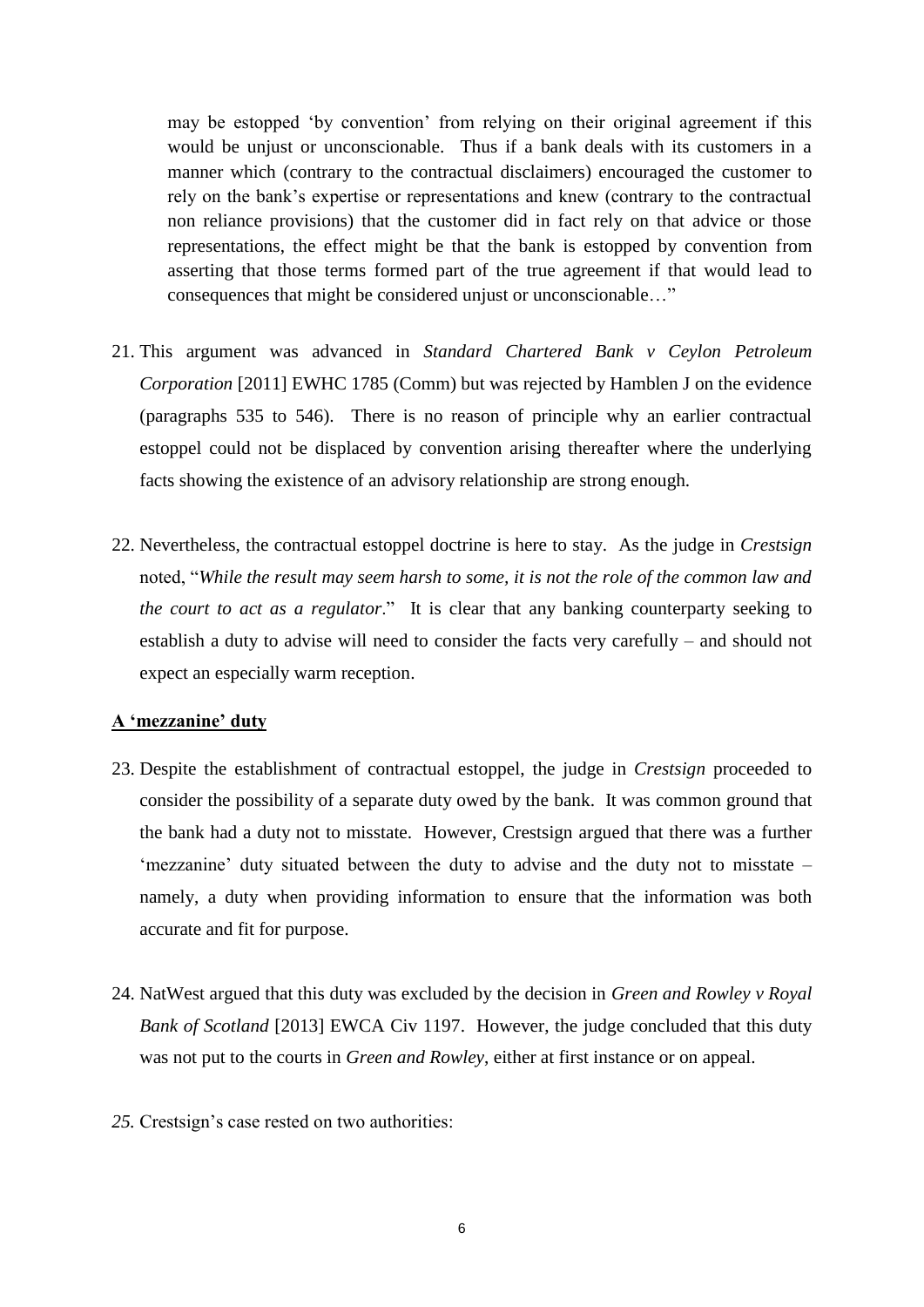> may be estopped 'by convention' from relying on their original agreement if this would be unjust or unconscionable. Thus if a bank deals with its customers in a manner which (contrary to the contractual disclaimers) encouraged the customer to rely on the bank's expertise or representations and knew (contrary to the contractual non reliance provisions) that the customer did in fact rely on that advice or those representations, the effect might be that the bank is estopped by convention from asserting that those terms formed part of the true agreement if that would lead to consequences that might be considered unjust or unconscionable…"

21. This argument was advanced in *Standard Chartered Bank v Ceylon Petroleum Corporation* [2011] EWHC 1785 (Comm) but was rejected by Hamblen J on the evidence (paragraphs 535 to 546). There is no reason of principle why an earlier contractual estoppel could not be displaced by convention arising thereafter where the underlying facts showing the existence of an advisory relationship are strong enough.

22. Nevertheless, the contractual estoppel doctrine is here to stay. As the judge in *Crestsign* noted, "*While the result may seem harsh to some, it is not the role of the common law and the court to act as a regulator*." It is clear that any banking counterparty seeking to establish a duty to advise will need to consider the facts very carefully – and should not expect an especially warm reception.

**<u>A 'mezzanine' duty</u>**

23. Despite the establishment of contractual estoppel, the judge in *Crestsign* proceeded to consider the possibility of a separate duty owed by the bank. It was common ground that the bank had a duty not to misstate. However, Crestsign argued that there was a further 'mezzanine' duty situated between the duty to advise and the duty not to misstate – namely, a duty when providing information to ensure that the information was both accurate and fit for purpose.

24. NatWest argued that this duty was excluded by the decision in *Green and Rowley v Royal Bank of Scotland* [2013] EWCA Civ 1197. However, the judge concluded that this duty was not put to the courts in *Green and Rowley*, either at first instance or on appeal.

25. Crestsign's case rested on two authorities: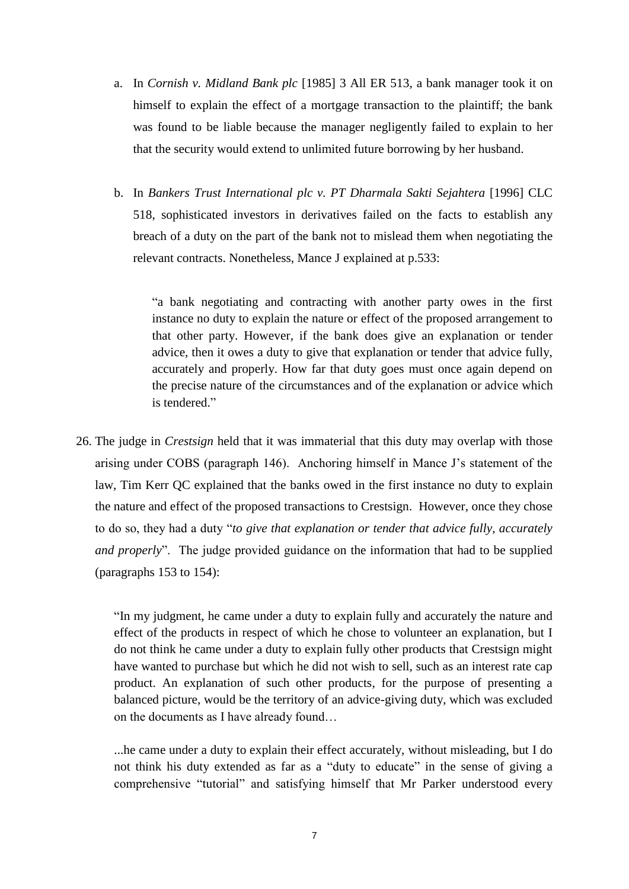a. In *Cornish v. Midland Bank plc* [1985] 3 All ER 513, a bank manager took it on himself to explain the effect of a mortgage transaction to the plaintiff; the bank was found to be liable because the manager negligently failed to explain to her that the security would extend to unlimited future borrowing by her husband.

b. In *Bankers Trust International plc v. PT Dharmala Sakti Sejahtera* [1996] CLC 518, sophisticated investors in derivatives failed on the facts to establish any breach of a duty on the part of the bank not to mislead them when negotiating the relevant contracts. Nonetheless, Mance J explained at p.533:

> "a bank negotiating and contracting with another party owes in the first instance no duty to explain the nature or effect of the proposed arrangement to that other party. However, if the bank does give an explanation or tender advice, then it owes a duty to give that explanation or tender that advice fully, accurately and properly. How far that duty goes must once again depend on the precise nature of the circumstances and of the explanation or advice which is tendered."

26. The judge in *Crestsign* held that it was immaterial that this duty may overlap with those arising under COBS (paragraph 146). Anchoring himself in Mance J's statement of the law, Tim Kerr QC explained that the banks owed in the first instance no duty to explain the nature and effect of the proposed transactions to Crestsign. However, once they chose to do so, they had a duty "*to give that explanation or tender that advice fully, accurately and properly*". The judge provided guidance on the information that had to be supplied (paragraphs 153 to 154):

> "In my judgment, he came under a duty to explain fully and accurately the nature and effect of the products in respect of which he chose to volunteer an explanation, but I do not think he came under a duty to explain fully other products that Crestsign might have wanted to purchase but which he did not wish to sell, such as an interest rate cap product. An explanation of such other products, for the purpose of presenting a balanced picture, would be the territory of an advice-giving duty, which was excluded on the documents as I have already found…
>
> ...he came under a duty to explain their effect accurately, without misleading, but I do not think his duty extended as far as a "duty to educate" in the sense of giving a comprehensive "tutorial" and satisfying himself that Mr Parker understood every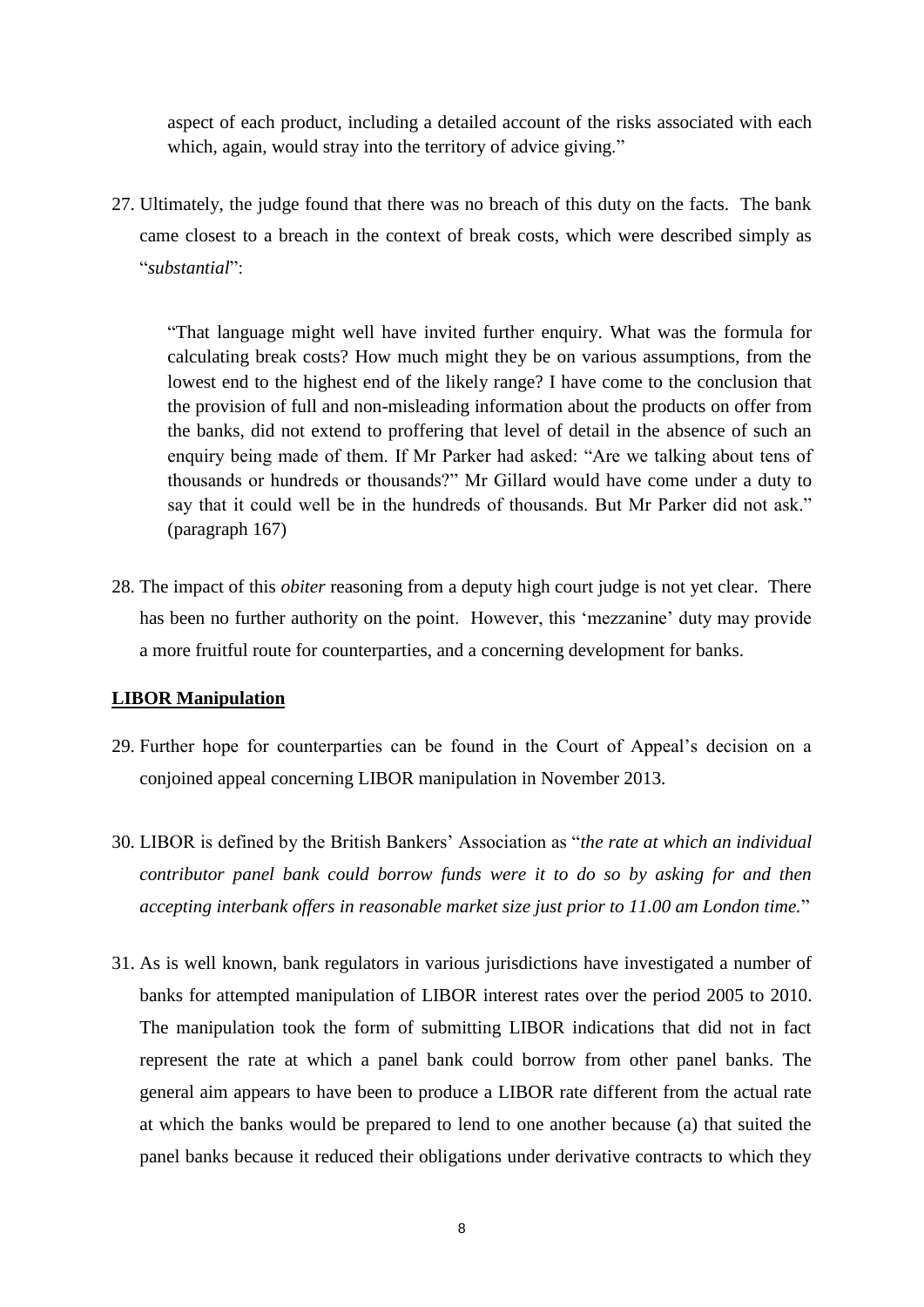aspect of each product, including a detailed account of the risks associated with each which, again, would stray into the territory of advice giving."

27. Ultimately, the judge found that there was no breach of this duty on the facts. The bank came closest to a breach in the context of break costs, which were described simply as "*substantial*":

   "That language might well have invited further enquiry. What was the formula for calculating break costs? How much might they be on various assumptions, from the lowest end to the highest end of the likely range? I have come to the conclusion that the provision of full and non-misleading information about the products on offer from the banks, did not extend to proffering that level of detail in the absence of such an enquiry being made of them. If Mr Parker had asked: "Are we talking about tens of thousands or hundreds or thousands?" Mr Gillard would have come under a duty to say that it could well be in the hundreds of thousands. But Mr Parker did not ask." (paragraph 167)

28. The impact of this *obiter* reasoning from a deputy high court judge is not yet clear. There has been no further authority on the point. However, this 'mezzanine' duty may provide a more fruitful route for counterparties, and a concerning development for banks.

## LIBOR Manipulation

29. Further hope for counterparties can be found in the Court of Appeal's decision on a conjoined appeal concerning LIBOR manipulation in November 2013.

30. LIBOR is defined by the British Bankers' Association as "*the rate at which an individual contributor panel bank could borrow funds were it to do so by asking for and then accepting interbank offers in reasonable market size just prior to 11.00 am London time.*"

31. As is well known, bank regulators in various jurisdictions have investigated a number of banks for attempted manipulation of LIBOR interest rates over the period 2005 to 2010. The manipulation took the form of submitting LIBOR indications that did not in fact represent the rate at which a panel bank could borrow from other panel banks. The general aim appears to have been to produce a LIBOR rate different from the actual rate at which the banks would be prepared to lend to one another because (a) that suited the panel banks because it reduced their obligations under derivative contracts to which they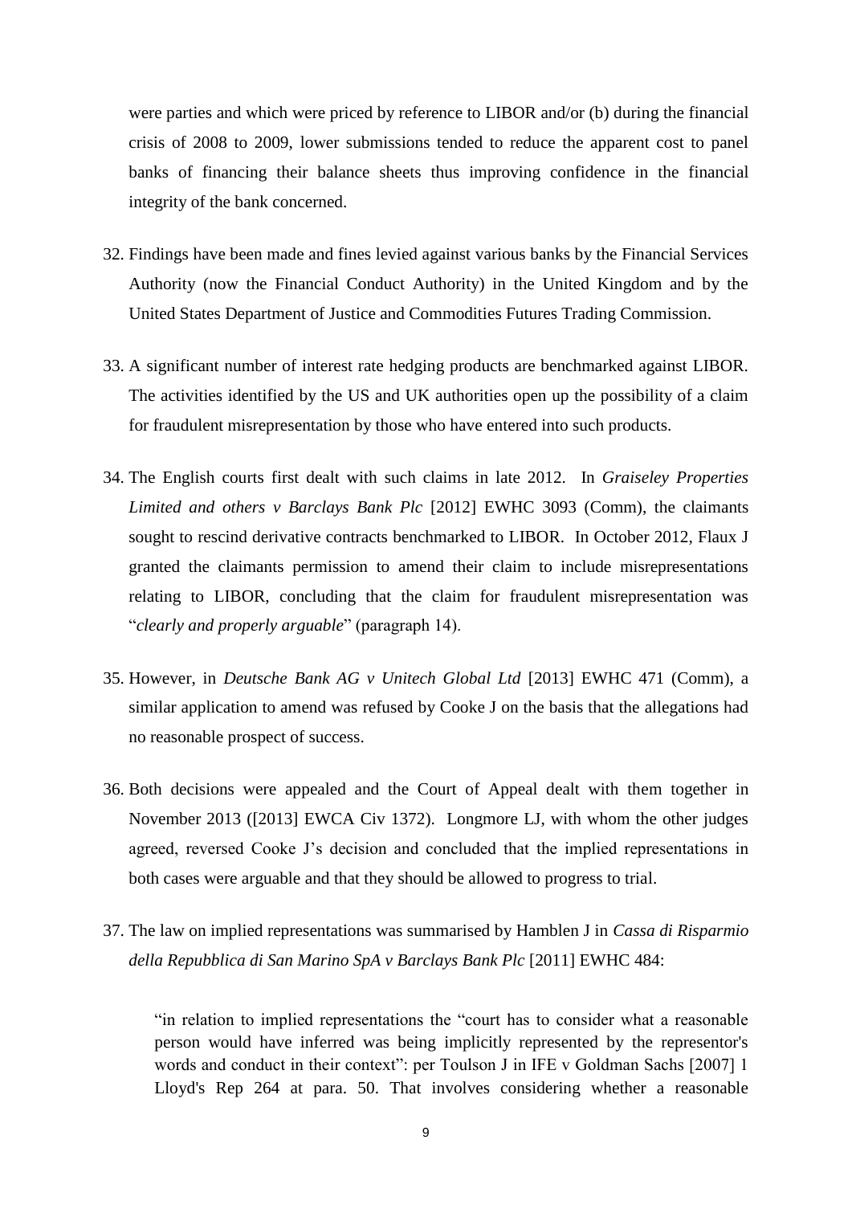were parties and which were priced by reference to LIBOR and/or (b) during the financial crisis of 2008 to 2009, lower submissions tended to reduce the apparent cost to panel banks of financing their balance sheets thus improving confidence in the financial integrity of the bank concerned.

32. Findings have been made and fines levied against various banks by the Financial Services Authority (now the Financial Conduct Authority) in the United Kingdom and by the United States Department of Justice and Commodities Futures Trading Commission.

33. A significant number of interest rate hedging products are benchmarked against LIBOR. The activities identified by the US and UK authorities open up the possibility of a claim for fraudulent misrepresentation by those who have entered into such products.

34. The English courts first dealt with such claims in late 2012. In *Graiseley Properties Limited and others v Barclays Bank Plc* [2012] EWHC 3093 (Comm), the claimants sought to rescind derivative contracts benchmarked to LIBOR. In October 2012, Flaux J granted the claimants permission to amend their claim to include misrepresentations relating to LIBOR, concluding that the claim for fraudulent misrepresentation was "*clearly and properly arguable*" (paragraph 14).

35. However, in *Deutsche Bank AG v Unitech Global Ltd* [2013] EWHC 471 (Comm), a similar application to amend was refused by Cooke J on the basis that the allegations had no reasonable prospect of success.

36. Both decisions were appealed and the Court of Appeal dealt with them together in November 2013 ([2013] EWCA Civ 1372). Longmore LJ, with whom the other judges agreed, reversed Cooke J's decision and concluded that the implied representations in both cases were arguable and that they should be allowed to progress to trial.

37. The law on implied representations was summarised by Hamblen J in *Cassa di Risparmio della Repubblica di San Marino SpA v Barclays Bank Plc* [2011] EWHC 484:

> "in relation to implied representations the "court has to consider what a reasonable person would have inferred was being implicitly represented by the representor's words and conduct in their context": per Toulson J in IFE v Goldman Sachs [2007] 1 Lloyd's Rep 264 at para. 50. That involves considering whether a reasonable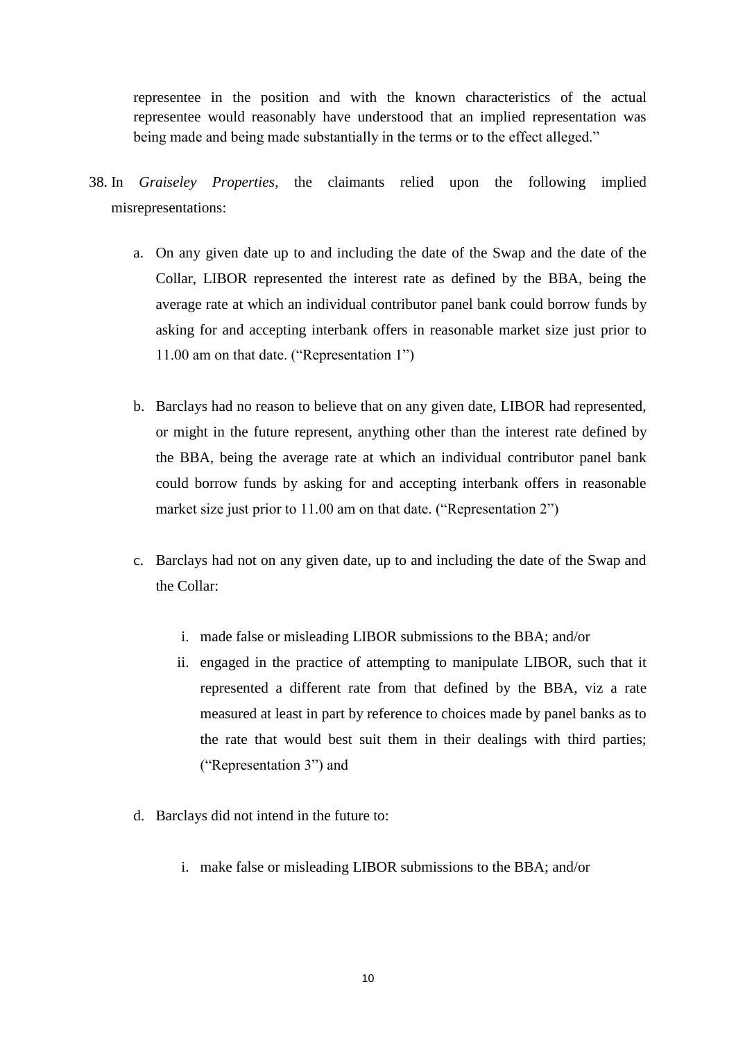representee in the position and with the known characteristics of the actual representee would reasonably have understood that an implied representation was being made and being made substantially in the terms or to the effect alleged."

38. In *Graiseley Properties*, the claimants relied upon the following implied misrepresentations:

    a. On any given date up to and including the date of the Swap and the date of the Collar, LIBOR represented the interest rate as defined by the BBA, being the average rate at which an individual contributor panel bank could borrow funds by asking for and accepting interbank offers in reasonable market size just prior to 11.00 am on that date. ("Representation 1")

    b. Barclays had no reason to believe that on any given date, LIBOR had represented, or might in the future represent, anything other than the interest rate defined by the BBA, being the average rate at which an individual contributor panel bank could borrow funds by asking for and accepting interbank offers in reasonable market size just prior to 11.00 am on that date. ("Representation 2")

    c. Barclays had not on any given date, up to and including the date of the Swap and the Collar:

        i. made false or misleading LIBOR submissions to the BBA; and/or
        ii. engaged in the practice of attempting to manipulate LIBOR, such that it represented a different rate from that defined by the BBA, viz a rate measured at least in part by reference to choices made by panel banks as to the rate that would best suit them in their dealings with third parties; ("Representation 3") and

    d. Barclays did not intend in the future to:

        i. make false or misleading LIBOR submissions to the BBA; and/or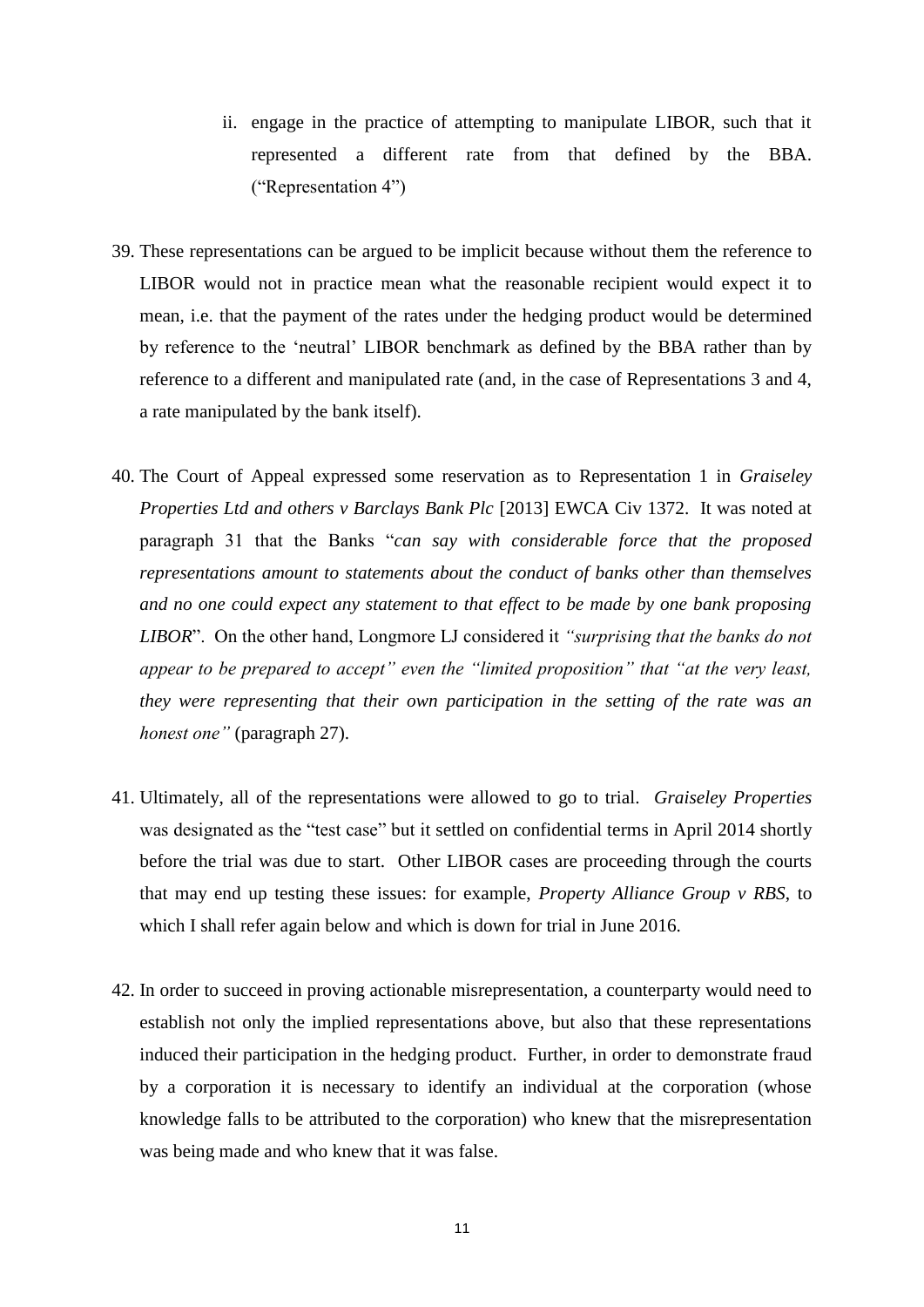ii. engage in the practice of attempting to manipulate LIBOR, such that it represented a different rate from that defined by the BBA. ("Representation 4")

39. These representations can be argued to be implicit because without them the reference to LIBOR would not in practice mean what the reasonable recipient would expect it to mean, i.e. that the payment of the rates under the hedging product would be determined by reference to the 'neutral' LIBOR benchmark as defined by the BBA rather than by reference to a different and manipulated rate (and, in the case of Representations 3 and 4, a rate manipulated by the bank itself).

40. The Court of Appeal expressed some reservation as to Representation 1 in *Graiseley Properties Ltd and others v Barclays Bank Plc* [2013] EWCA Civ 1372. It was noted at paragraph 31 that the Banks "*can say with considerable force that the proposed representations amount to statements about the conduct of banks other than themselves and no one could expect any statement to that effect to be made by one bank proposing LIBOR*". On the other hand, Longmore LJ considered it *"surprising that the banks do not appear to be prepared to accept" even the "limited proposition" that "at the very least, they were representing that their own participation in the setting of the rate was an honest one"* (paragraph 27).

41. Ultimately, all of the representations were allowed to go to trial. *Graiseley Properties* was designated as the "test case" but it settled on confidential terms in April 2014 shortly before the trial was due to start. Other LIBOR cases are proceeding through the courts that may end up testing these issues: for example, *Property Alliance Group v RBS*, to which I shall refer again below and which is down for trial in June 2016.

42. In order to succeed in proving actionable misrepresentation, a counterparty would need to establish not only the implied representations above, but also that these representations induced their participation in the hedging product. Further, in order to demonstrate fraud by a corporation it is necessary to identify an individual at the corporation (whose knowledge falls to be attributed to the corporation) who knew that the misrepresentation was being made and who knew that it was false.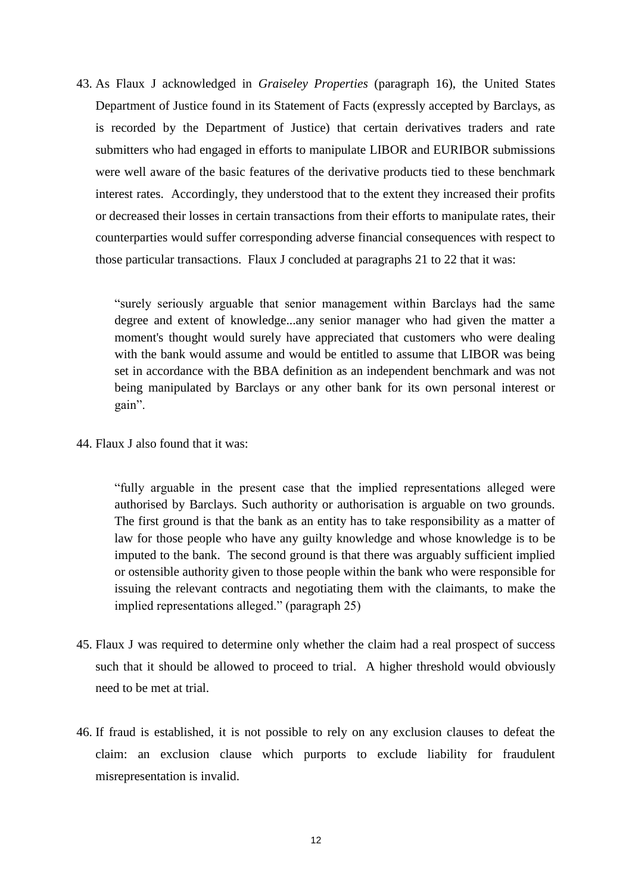43. As Flaux J acknowledged in *Graiseley Properties* (paragraph 16), the United States Department of Justice found in its Statement of Facts (expressly accepted by Barclays, as is recorded by the Department of Justice) that certain derivatives traders and rate submitters who had engaged in efforts to manipulate LIBOR and EURIBOR submissions were well aware of the basic features of the derivative products tied to these benchmark interest rates. Accordingly, they understood that to the extent they increased their profits or decreased their losses in certain transactions from their efforts to manipulate rates, their counterparties would suffer corresponding adverse financial consequences with respect to those particular transactions. Flaux J concluded at paragraphs 21 to 22 that it was:

> "surely seriously arguable that senior management within Barclays had the same degree and extent of knowledge...any senior manager who had given the matter a moment's thought would surely have appreciated that customers who were dealing with the bank would assume and would be entitled to assume that LIBOR was being set in accordance with the BBA definition as an independent benchmark and was not being manipulated by Barclays or any other bank for its own personal interest or gain".

44. Flaux J also found that it was:

> "fully arguable in the present case that the implied representations alleged were authorised by Barclays. Such authority or authorisation is arguable on two grounds. The first ground is that the bank as an entity has to take responsibility as a matter of law for those people who have any guilty knowledge and whose knowledge is to be imputed to the bank. The second ground is that there was arguably sufficient implied or ostensible authority given to those people within the bank who were responsible for issuing the relevant contracts and negotiating them with the claimants, to make the implied representations alleged." (paragraph 25)

45. Flaux J was required to determine only whether the claim had a real prospect of success such that it should be allowed to proceed to trial. A higher threshold would obviously need to be met at trial.

46. If fraud is established, it is not possible to rely on any exclusion clauses to defeat the claim: an exclusion clause which purports to exclude liability for fraudulent misrepresentation is invalid.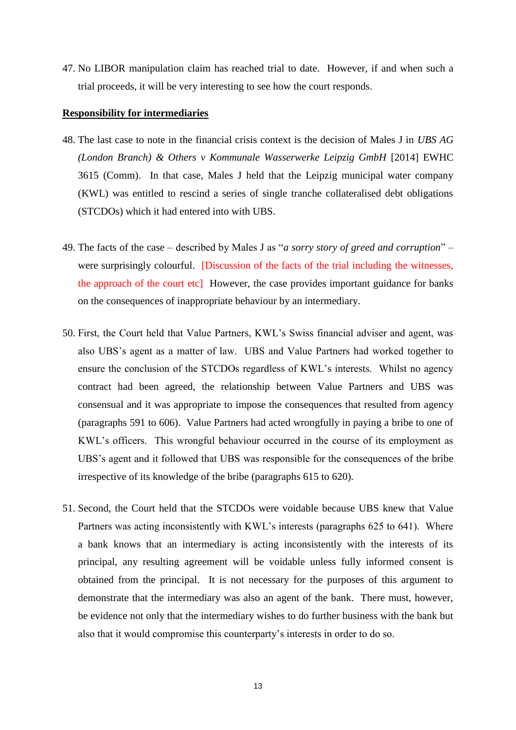47. No LIBOR manipulation claim has reached trial to date. However, if and when such a trial proceeds, it will be very interesting to see how the court responds.

**<u>Responsibility for intermediaries</u>**

48. The last case to note in the financial crisis context is the decision of Males J in *UBS AG (London Branch) & Others v Kommunale Wasserwerke Leipzig GmbH* [2014] EWHC 3615 (Comm). In that case, Males J held that the Leipzig municipal water company (KWL) was entitled to rescind a series of single tranche collateralised debt obligations (STCDOs) which it had entered into with UBS.

49. The facts of the case – described by Males J as "*a sorry story of greed and corruption*" – were surprisingly colourful. [Discussion of the facts of the trial including the witnesses, the approach of the court etc] However, the case provides important guidance for banks on the consequences of inappropriate behaviour by an intermediary.

50. First, the Court held that Value Partners, KWL's Swiss financial adviser and agent, was also UBS's agent as a matter of law. UBS and Value Partners had worked together to ensure the conclusion of the STCDOs regardless of KWL's interests. Whilst no agency contract had been agreed, the relationship between Value Partners and UBS was consensual and it was appropriate to impose the consequences that resulted from agency (paragraphs 591 to 606). Value Partners had acted wrongfully in paying a bribe to one of KWL's officers. This wrongful behaviour occurred in the course of its employment as UBS's agent and it followed that UBS was responsible for the consequences of the bribe irrespective of its knowledge of the bribe (paragraphs 615 to 620).

51. Second, the Court held that the STCDOs were voidable because UBS knew that Value Partners was acting inconsistently with KWL's interests (paragraphs 625 to 641). Where a bank knows that an intermediary is acting inconsistently with the interests of its principal, any resulting agreement will be voidable unless fully informed consent is obtained from the principal. It is not necessary for the purposes of this argument to demonstrate that the intermediary was also an agent of the bank. There must, however, be evidence not only that the intermediary wishes to do further business with the bank but also that it would compromise this counterparty's interests in order to do so.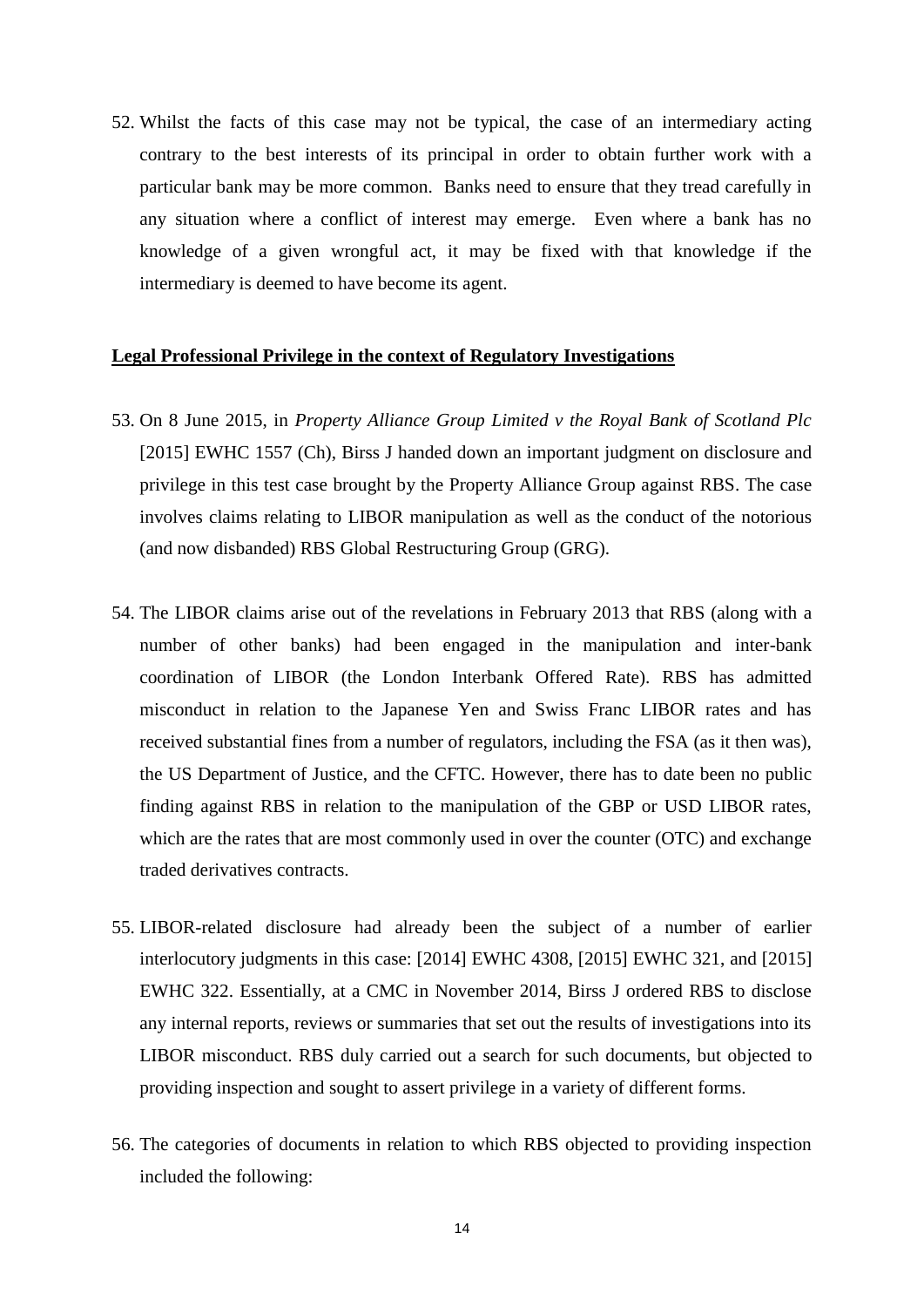52. Whilst the facts of this case may not be typical, the case of an intermediary acting contrary to the best interests of its principal in order to obtain further work with a particular bank may be more common. Banks need to ensure that they tread carefully in any situation where a conflict of interest may emerge. Even where a bank has no knowledge of a given wrongful act, it may be fixed with that knowledge if the intermediary is deemed to have become its agent.

**Legal Professional Privilege in the context of Regulatory Investigations**

53. On 8 June 2015, in *Property Alliance Group Limited v the Royal Bank of Scotland Plc* [2015] EWHC 1557 (Ch), Birss J handed down an important judgment on disclosure and privilege in this test case brought by the Property Alliance Group against RBS. The case involves claims relating to LIBOR manipulation as well as the conduct of the notorious (and now disbanded) RBS Global Restructuring Group (GRG).

54. The LIBOR claims arise out of the revelations in February 2013 that RBS (along with a number of other banks) had been engaged in the manipulation and inter-bank coordination of LIBOR (the London Interbank Offered Rate). RBS has admitted misconduct in relation to the Japanese Yen and Swiss Franc LIBOR rates and has received substantial fines from a number of regulators, including the FSA (as it then was), the US Department of Justice, and the CFTC. However, there has to date been no public finding against RBS in relation to the manipulation of the GBP or USD LIBOR rates, which are the rates that are most commonly used in over the counter (OTC) and exchange traded derivatives contracts.

55. LIBOR-related disclosure had already been the subject of a number of earlier interlocutory judgments in this case: [2014] EWHC 4308, [2015] EWHC 321, and [2015] EWHC 322. Essentially, at a CMC in November 2014, Birss J ordered RBS to disclose any internal reports, reviews or summaries that set out the results of investigations into its LIBOR misconduct. RBS duly carried out a search for such documents, but objected to providing inspection and sought to assert privilege in a variety of different forms.

56. The categories of documents in relation to which RBS objected to providing inspection included the following: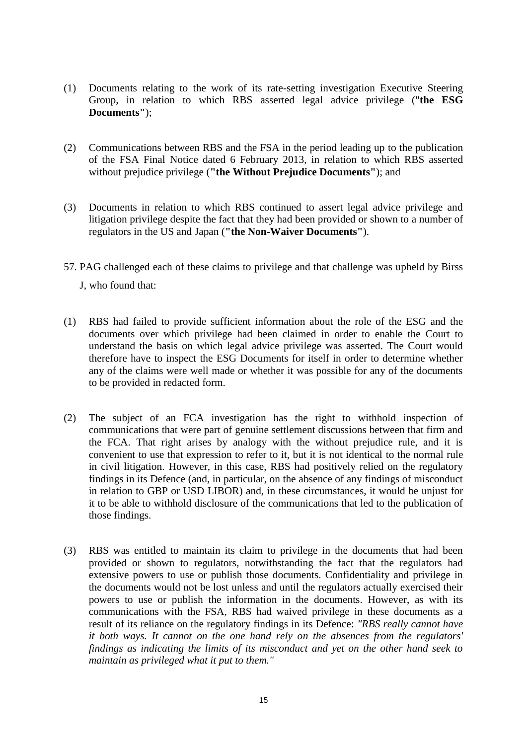(1) Documents relating to the work of its rate-setting investigation Executive Steering Group, in relation to which RBS asserted legal advice privilege ("**the ESG Documents"**);

(2) Communications between RBS and the FSA in the period leading up to the publication of the FSA Final Notice dated 6 February 2013, in relation to which RBS asserted without prejudice privilege (**"the Without Prejudice Documents"**); and

(3) Documents in relation to which RBS continued to assert legal advice privilege and litigation privilege despite the fact that they had been provided or shown to a number of regulators in the US and Japan (**"the Non-Waiver Documents"**).

57. PAG challenged each of these claims to privilege and that challenge was upheld by Birss J, who found that:

(1) RBS had failed to provide sufficient information about the role of the ESG and the documents over which privilege had been claimed in order to enable the Court to understand the basis on which legal advice privilege was asserted. The Court would therefore have to inspect the ESG Documents for itself in order to determine whether any of the claims were well made or whether it was possible for any of the documents to be provided in redacted form.

(2) The subject of an FCA investigation has the right to withhold inspection of communications that were part of genuine settlement discussions between that firm and the FCA. That right arises by analogy with the without prejudice rule, and it is convenient to use that expression to refer to it, but it is not identical to the normal rule in civil litigation. However, in this case, RBS had positively relied on the regulatory findings in its Defence (and, in particular, on the absence of any findings of misconduct in relation to GBP or USD LIBOR) and, in these circumstances, it would be unjust for it to be able to withhold disclosure of the communications that led to the publication of those findings.

(3) RBS was entitled to maintain its claim to privilege in the documents that had been provided or shown to regulators, notwithstanding the fact that the regulators had extensive powers to use or publish those documents. Confidentiality and privilege in the documents would not be lost unless and until the regulators actually exercised their powers to use or publish the information in the documents. However, as with its communications with the FSA, RBS had waived privilege in these documents as a result of its reliance on the regulatory findings in its Defence: *"RBS really cannot have it both ways. It cannot on the one hand rely on the absences from the regulators' findings as indicating the limits of its misconduct and yet on the other hand seek to maintain as privileged what it put to them."*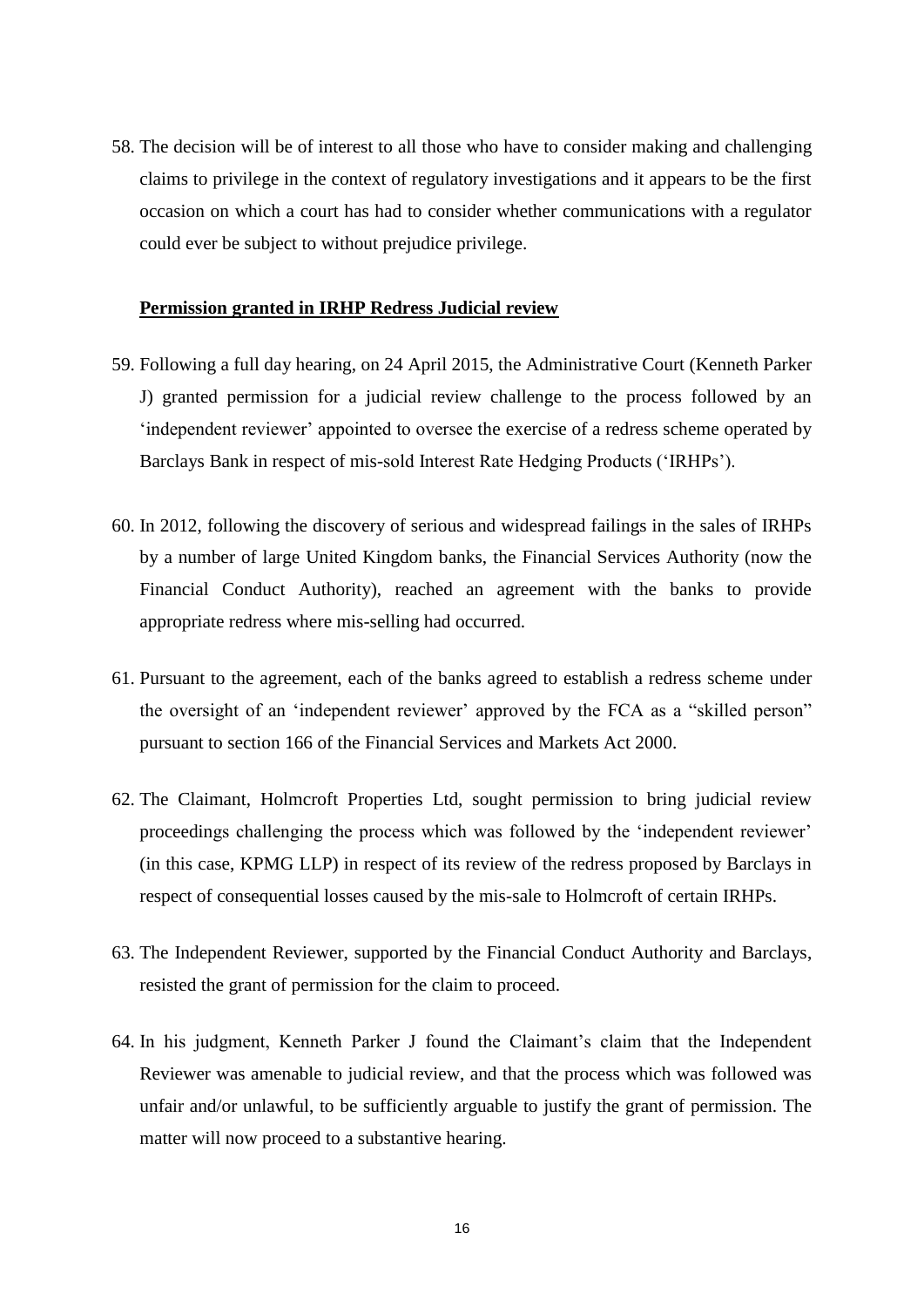58. The decision will be of interest to all those who have to consider making and challenging claims to privilege in the context of regulatory investigations and it appears to be the first occasion on which a court has had to consider whether communications with a regulator could ever be subject to without prejudice privilege.

**Permission granted in IRHP Redress Judicial review**

59. Following a full day hearing, on 24 April 2015, the Administrative Court (Kenneth Parker J) granted permission for a judicial review challenge to the process followed by an 'independent reviewer' appointed to oversee the exercise of a redress scheme operated by Barclays Bank in respect of mis-sold Interest Rate Hedging Products ('IRHPs').

60. In 2012, following the discovery of serious and widespread failings in the sales of IRHPs by a number of large United Kingdom banks, the Financial Services Authority (now the Financial Conduct Authority), reached an agreement with the banks to provide appropriate redress where mis-selling had occurred.

61. Pursuant to the agreement, each of the banks agreed to establish a redress scheme under the oversight of an 'independent reviewer' approved by the FCA as a "skilled person" pursuant to section 166 of the Financial Services and Markets Act 2000.

62. The Claimant, Holmcroft Properties Ltd, sought permission to bring judicial review proceedings challenging the process which was followed by the 'independent reviewer' (in this case, KPMG LLP) in respect of its review of the redress proposed by Barclays in respect of consequential losses caused by the mis-sale to Holmcroft of certain IRHPs.

63. The Independent Reviewer, supported by the Financial Conduct Authority and Barclays, resisted the grant of permission for the claim to proceed.

64. In his judgment, Kenneth Parker J found the Claimant's claim that the Independent Reviewer was amenable to judicial review, and that the process which was followed was unfair and/or unlawful, to be sufficiently arguable to justify the grant of permission. The matter will now proceed to a substantive hearing.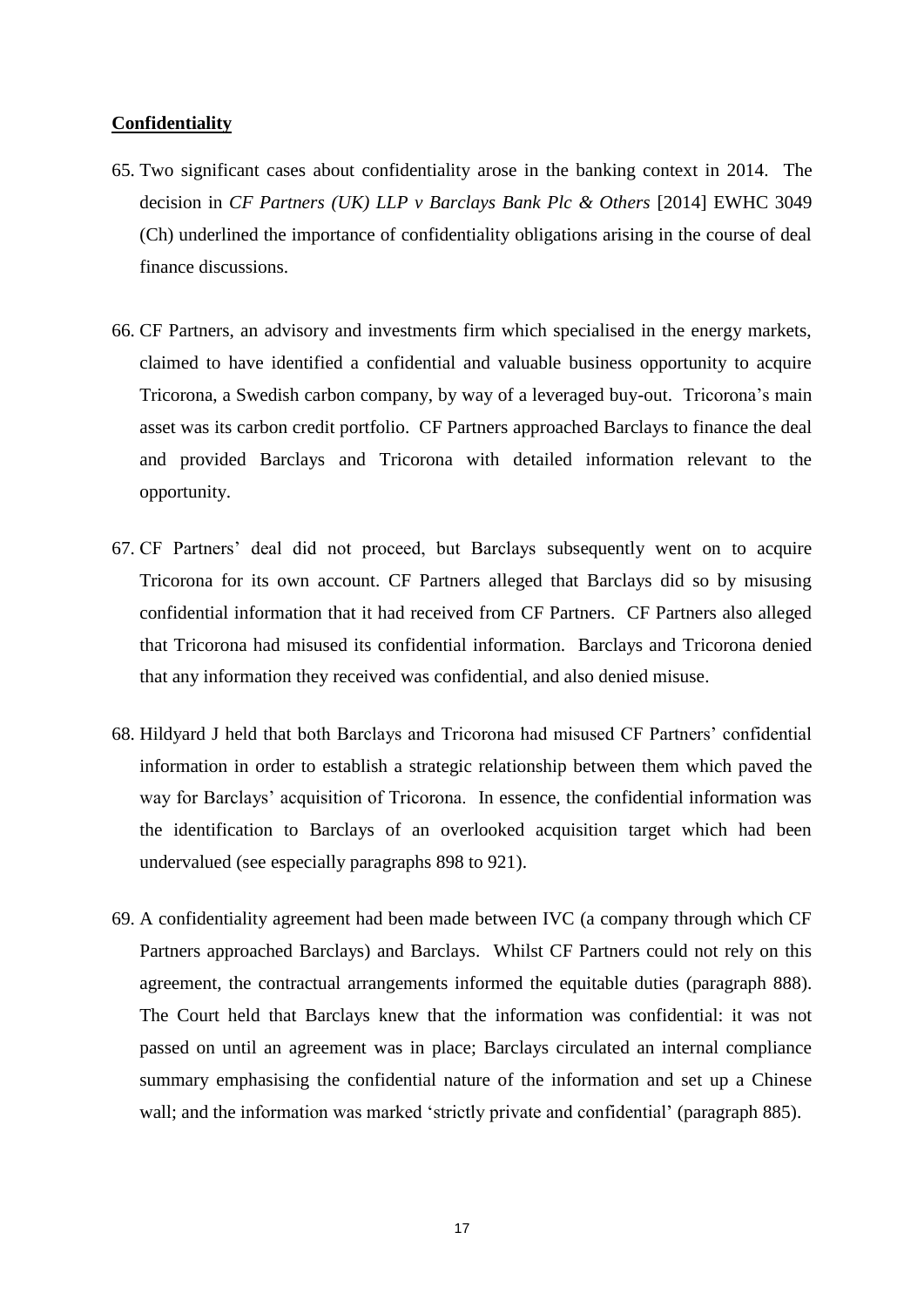**Confidentiality**

65. Two significant cases about confidentiality arose in the banking context in 2014. The decision in *CF Partners (UK) LLP v Barclays Bank Plc & Others* [2014] EWHC 3049 (Ch) underlined the importance of confidentiality obligations arising in the course of deal finance discussions.

66. CF Partners, an advisory and investments firm which specialised in the energy markets, claimed to have identified a confidential and valuable business opportunity to acquire Tricorona, a Swedish carbon company, by way of a leveraged buy-out. Tricorona's main asset was its carbon credit portfolio. CF Partners approached Barclays to finance the deal and provided Barclays and Tricorona with detailed information relevant to the opportunity.

67. CF Partners' deal did not proceed, but Barclays subsequently went on to acquire Tricorona for its own account. CF Partners alleged that Barclays did so by misusing confidential information that it had received from CF Partners. CF Partners also alleged that Tricorona had misused its confidential information. Barclays and Tricorona denied that any information they received was confidential, and also denied misuse.

68. Hildyard J held that both Barclays and Tricorona had misused CF Partners' confidential information in order to establish a strategic relationship between them which paved the way for Barclays' acquisition of Tricorona. In essence, the confidential information was the identification to Barclays of an overlooked acquisition target which had been undervalued (see especially paragraphs 898 to 921).

69. A confidentiality agreement had been made between IVC (a company through which CF Partners approached Barclays) and Barclays. Whilst CF Partners could not rely on this agreement, the contractual arrangements informed the equitable duties (paragraph 888). The Court held that Barclays knew that the information was confidential: it was not passed on until an agreement was in place; Barclays circulated an internal compliance summary emphasising the confidential nature of the information and set up a Chinese wall; and the information was marked 'strictly private and confidential' (paragraph 885).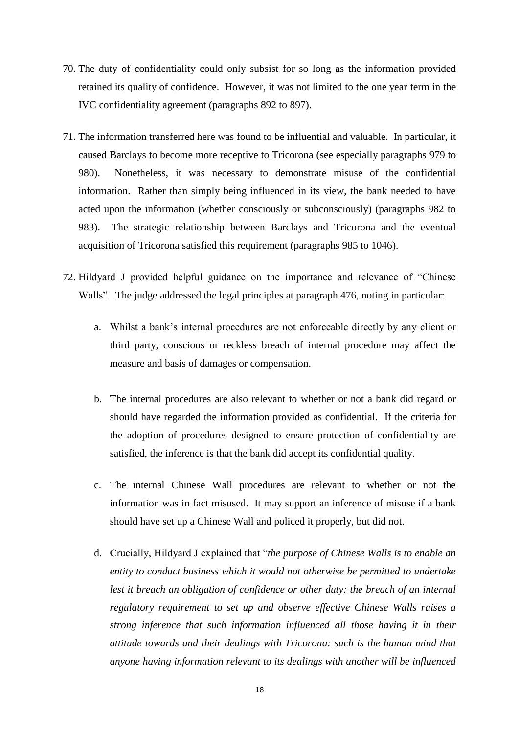70. The duty of confidentiality could only subsist for so long as the information provided retained its quality of confidence. However, it was not limited to the one year term in the IVC confidentiality agreement (paragraphs 892 to 897).

71. The information transferred here was found to be influential and valuable. In particular, it caused Barclays to become more receptive to Tricorona (see especially paragraphs 979 to 980). Nonetheless, it was necessary to demonstrate misuse of the confidential information. Rather than simply being influenced in its view, the bank needed to have acted upon the information (whether consciously or subconsciously) (paragraphs 982 to 983). The strategic relationship between Barclays and Tricorona and the eventual acquisition of Tricorona satisfied this requirement (paragraphs 985 to 1046).

72. Hildyard J provided helpful guidance on the importance and relevance of "Chinese Walls". The judge addressed the legal principles at paragraph 476, noting in particular:

    a. Whilst a bank's internal procedures are not enforceable directly by any client or third party, conscious or reckless breach of internal procedure may affect the measure and basis of damages or compensation.

    b. The internal procedures are also relevant to whether or not a bank did regard or should have regarded the information provided as confidential. If the criteria for the adoption of procedures designed to ensure protection of confidentiality are satisfied, the inference is that the bank did accept its confidential quality.

    c. The internal Chinese Wall procedures are relevant to whether or not the information was in fact misused. It may support an inference of misuse if a bank should have set up a Chinese Wall and policed it properly, but did not.

    d. Crucially, Hildyard J explained that "*the purpose of Chinese Walls is to enable an entity to conduct business which it would not otherwise be permitted to undertake lest it breach an obligation of confidence or other duty: the breach of an internal regulatory requirement to set up and observe effective Chinese Walls raises a strong inference that such information influenced all those having it in their attitude towards and their dealings with Tricorona: such is the human mind that anyone having information relevant to its dealings with another will be influenced*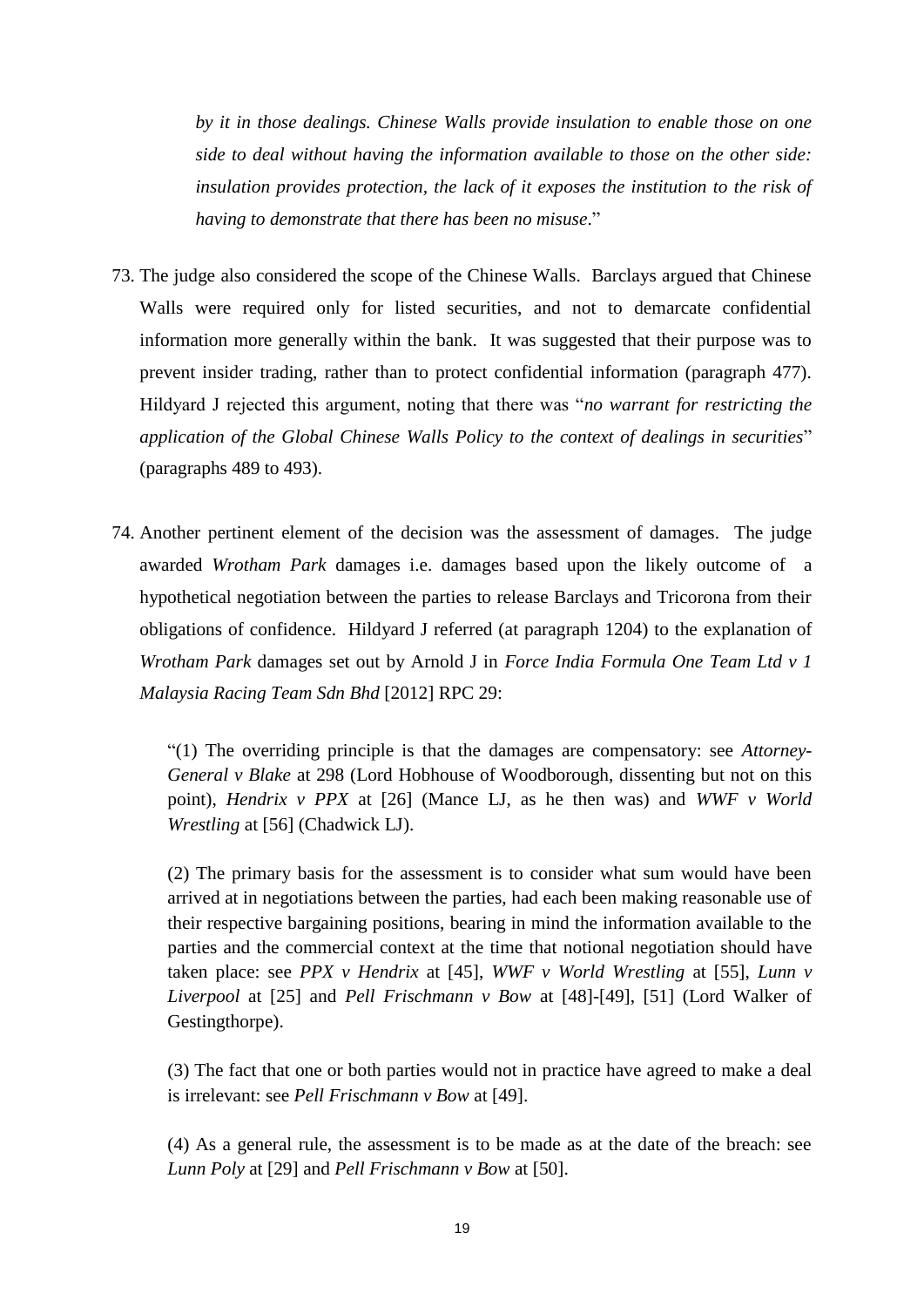> *by it in those dealings. Chinese Walls provide insulation to enable those on one side to deal without having the information available to those on the other side: insulation provides protection, the lack of it exposes the institution to the risk of having to demonstrate that there has been no misuse*."

73. The judge also considered the scope of the Chinese Walls. Barclays argued that Chinese Walls were required only for listed securities, and not to demarcate confidential information more generally within the bank. It was suggested that their purpose was to prevent insider trading, rather than to protect confidential information (paragraph 477). Hildyard J rejected this argument, noting that there was "*no warrant for restricting the application of the Global Chinese Walls Policy to the context of dealings in securities*" (paragraphs 489 to 493).

74. Another pertinent element of the decision was the assessment of damages. The judge awarded *Wrotham Park* damages i.e. damages based upon the likely outcome of a hypothetical negotiation between the parties to release Barclays and Tricorona from their obligations of confidence. Hildyard J referred (at paragraph 1204) to the explanation of *Wrotham Park* damages set out by Arnold J in *Force India Formula One Team Ltd v 1 Malaysia Racing Team Sdn Bhd* [2012] RPC 29:

> "(1) The overriding principle is that the damages are compensatory: see *Attorney-General v Blake* at 298 (Lord Hobhouse of Woodborough, dissenting but not on this point), *Hendrix v PPX* at [26] (Mance LJ, as he then was) and *WWF v World Wrestling* at [56] (Chadwick LJ).
>
> (2) The primary basis for the assessment is to consider what sum would have been arrived at in negotiations between the parties, had each been making reasonable use of their respective bargaining positions, bearing in mind the information available to the parties and the commercial context at the time that notional negotiation should have taken place: see *PPX v Hendrix* at [45], *WWF v World Wrestling* at [55], *Lunn v Liverpool* at [25] and *Pell Frischmann v Bow* at [48]-[49], [51] (Lord Walker of Gestingthorpe).
>
> (3) The fact that one or both parties would not in practice have agreed to make a deal is irrelevant: see *Pell Frischmann v Bow* at [49].
>
> (4) As a general rule, the assessment is to be made as at the date of the breach: see *Lunn Poly* at [29] and *Pell Frischmann v Bow* at [50].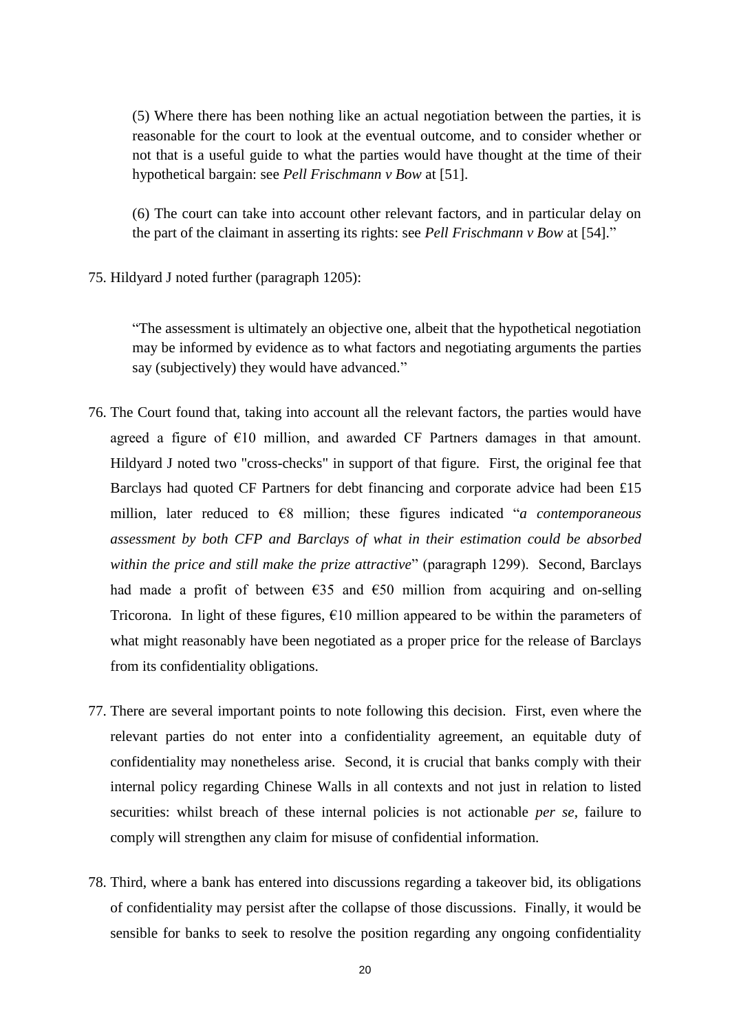(5) Where there has been nothing like an actual negotiation between the parties, it is reasonable for the court to look at the eventual outcome, and to consider whether or not that is a useful guide to what the parties would have thought at the time of their hypothetical bargain: see *Pell Frischmann v Bow* at [51].

(6) The court can take into account other relevant factors, and in particular delay on the part of the claimant in asserting its rights: see *Pell Frischmann v Bow* at [54]."

75. Hildyard J noted further (paragraph 1205):

"The assessment is ultimately an objective one, albeit that the hypothetical negotiation may be informed by evidence as to what factors and negotiating arguments the parties say (subjectively) they would have advanced."

76. The Court found that, taking into account all the relevant factors, the parties would have agreed a figure of €10 million, and awarded CF Partners damages in that amount. Hildyard J noted two "cross-checks" in support of that figure. First, the original fee that Barclays had quoted CF Partners for debt financing and corporate advice had been £15 million, later reduced to €8 million; these figures indicated "*a contemporaneous assessment by both CFP and Barclays of what in their estimation could be absorbed within the price and still make the prize attractive*" (paragraph 1299). Second, Barclays had made a profit of between €35 and €50 million from acquiring and on-selling Tricorona. In light of these figures, €10 million appeared to be within the parameters of what might reasonably have been negotiated as a proper price for the release of Barclays from its confidentiality obligations.

77. There are several important points to note following this decision. First, even where the relevant parties do not enter into a confidentiality agreement, an equitable duty of confidentiality may nonetheless arise. Second, it is crucial that banks comply with their internal policy regarding Chinese Walls in all contexts and not just in relation to listed securities: whilst breach of these internal policies is not actionable *per se*, failure to comply will strengthen any claim for misuse of confidential information.

78. Third, where a bank has entered into discussions regarding a takeover bid, its obligations of confidentiality may persist after the collapse of those discussions. Finally, it would be sensible for banks to seek to resolve the position regarding any ongoing confidentiality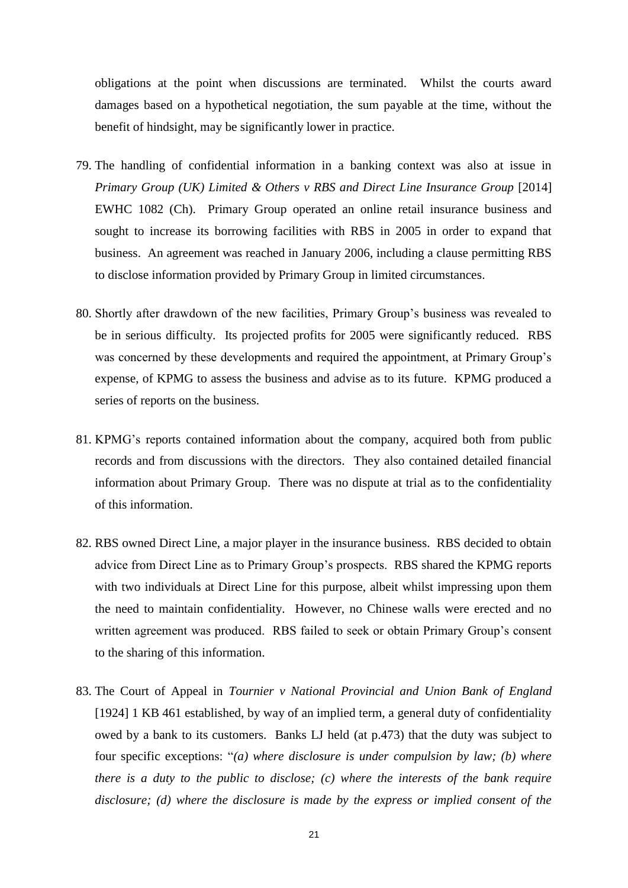obligations at the point when discussions are terminated. Whilst the courts award damages based on a hypothetical negotiation, the sum payable at the time, without the benefit of hindsight, may be significantly lower in practice.

79. The handling of confidential information in a banking context was also at issue in *Primary Group (UK) Limited & Others v RBS and Direct Line Insurance Group* [2014] EWHC 1082 (Ch). Primary Group operated an online retail insurance business and sought to increase its borrowing facilities with RBS in 2005 in order to expand that business. An agreement was reached in January 2006, including a clause permitting RBS to disclose information provided by Primary Group in limited circumstances.

80. Shortly after drawdown of the new facilities, Primary Group's business was revealed to be in serious difficulty. Its projected profits for 2005 were significantly reduced. RBS was concerned by these developments and required the appointment, at Primary Group's expense, of KPMG to assess the business and advise as to its future. KPMG produced a series of reports on the business.

81. KPMG's reports contained information about the company, acquired both from public records and from discussions with the directors. They also contained detailed financial information about Primary Group. There was no dispute at trial as to the confidentiality of this information.

82. RBS owned Direct Line, a major player in the insurance business. RBS decided to obtain advice from Direct Line as to Primary Group's prospects. RBS shared the KPMG reports with two individuals at Direct Line for this purpose, albeit whilst impressing upon them the need to maintain confidentiality. However, no Chinese walls were erected and no written agreement was produced. RBS failed to seek or obtain Primary Group's consent to the sharing of this information.

83. The Court of Appeal in *Tournier v National Provincial and Union Bank of England* [1924] 1 KB 461 established, by way of an implied term, a general duty of confidentiality owed by a bank to its customers. Banks LJ held (at p.473) that the duty was subject to four specific exceptions: "*(a) where disclosure is under compulsion by law; (b) where there is a duty to the public to disclose; (c) where the interests of the bank require disclosure; (d) where the disclosure is made by the express or implied consent of the*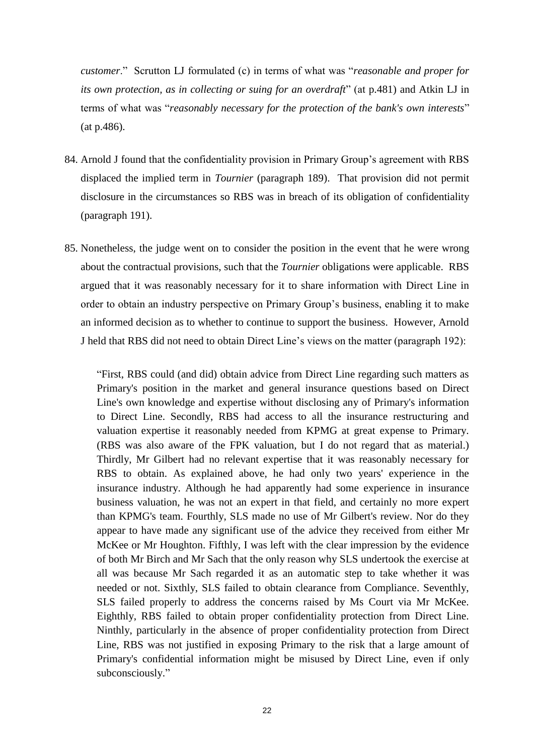*customer*." Scrutton LJ formulated (c) in terms of what was "*reasonable and proper for its own protection, as in collecting or suing for an overdraft*" (at p.481) and Atkin LJ in terms of what was "*reasonably necessary for the protection of the bank's own interests*" (at p.486).

84. Arnold J found that the confidentiality provision in Primary Group's agreement with RBS displaced the implied term in *Tournier* (paragraph 189). That provision did not permit disclosure in the circumstances so RBS was in breach of its obligation of confidentiality (paragraph 191).

85. Nonetheless, the judge went on to consider the position in the event that he were wrong about the contractual provisions, such that the *Tournier* obligations were applicable. RBS argued that it was reasonably necessary for it to share information with Direct Line in order to obtain an industry perspective on Primary Group's business, enabling it to make an informed decision as to whether to continue to support the business. However, Arnold J held that RBS did not need to obtain Direct Line's views on the matter (paragraph 192):

> "First, RBS could (and did) obtain advice from Direct Line regarding such matters as Primary's position in the market and general insurance questions based on Direct Line's own knowledge and expertise without disclosing any of Primary's information to Direct Line. Secondly, RBS had access to all the insurance restructuring and valuation expertise it reasonably needed from KPMG at great expense to Primary. (RBS was also aware of the FPK valuation, but I do not regard that as material.) Thirdly, Mr Gilbert had no relevant expertise that it was reasonably necessary for RBS to obtain. As explained above, he had only two years' experience in the insurance industry. Although he had apparently had some experience in insurance business valuation, he was not an expert in that field, and certainly no more expert than KPMG's team. Fourthly, SLS made no use of Mr Gilbert's review. Nor do they appear to have made any significant use of the advice they received from either Mr McKee or Mr Houghton. Fifthly, I was left with the clear impression by the evidence of both Mr Birch and Mr Sach that the only reason why SLS undertook the exercise at all was because Mr Sach regarded it as an automatic step to take whether it was needed or not. Sixthly, SLS failed to obtain clearance from Compliance. Seventhly, SLS failed properly to address the concerns raised by Ms Court via Mr McKee. Eighthly, RBS failed to obtain proper confidentiality protection from Direct Line. Ninthly, particularly in the absence of proper confidentiality protection from Direct Line, RBS was not justified in exposing Primary to the risk that a large amount of Primary's confidential information might be misused by Direct Line, even if only subconsciously."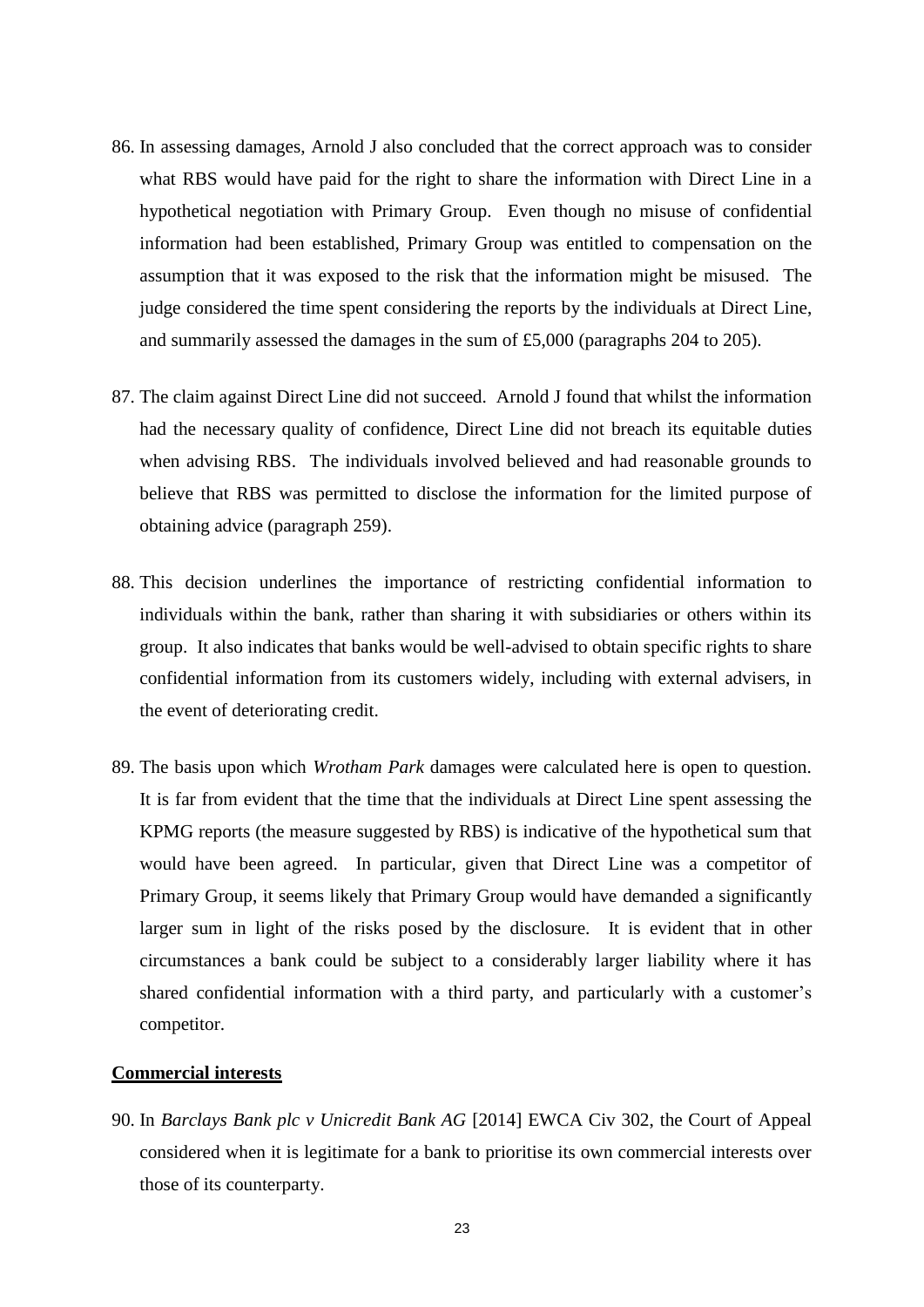86. In assessing damages, Arnold J also concluded that the correct approach was to consider what RBS would have paid for the right to share the information with Direct Line in a hypothetical negotiation with Primary Group. Even though no misuse of confidential information had been established, Primary Group was entitled to compensation on the assumption that it was exposed to the risk that the information might be misused. The judge considered the time spent considering the reports by the individuals at Direct Line, and summarily assessed the damages in the sum of £5,000 (paragraphs 204 to 205).

87. The claim against Direct Line did not succeed. Arnold J found that whilst the information had the necessary quality of confidence, Direct Line did not breach its equitable duties when advising RBS. The individuals involved believed and had reasonable grounds to believe that RBS was permitted to disclose the information for the limited purpose of obtaining advice (paragraph 259).

88. This decision underlines the importance of restricting confidential information to individuals within the bank, rather than sharing it with subsidiaries or others within its group. It also indicates that banks would be well-advised to obtain specific rights to share confidential information from its customers widely, including with external advisers, in the event of deteriorating credit.

89. The basis upon which *Wrotham Park* damages were calculated here is open to question. It is far from evident that the time that the individuals at Direct Line spent assessing the KPMG reports (the measure suggested by RBS) is indicative of the hypothetical sum that would have been agreed. In particular, given that Direct Line was a competitor of Primary Group, it seems likely that Primary Group would have demanded a significantly larger sum in light of the risks posed by the disclosure. It is evident that in other circumstances a bank could be subject to a considerably larger liability where it has shared confidential information with a third party, and particularly with a customer's competitor.

**Commercial interests**

90. In *Barclays Bank plc v Unicredit Bank AG* [2014] EWCA Civ 302, the Court of Appeal considered when it is legitimate for a bank to prioritise its own commercial interests over those of its counterparty.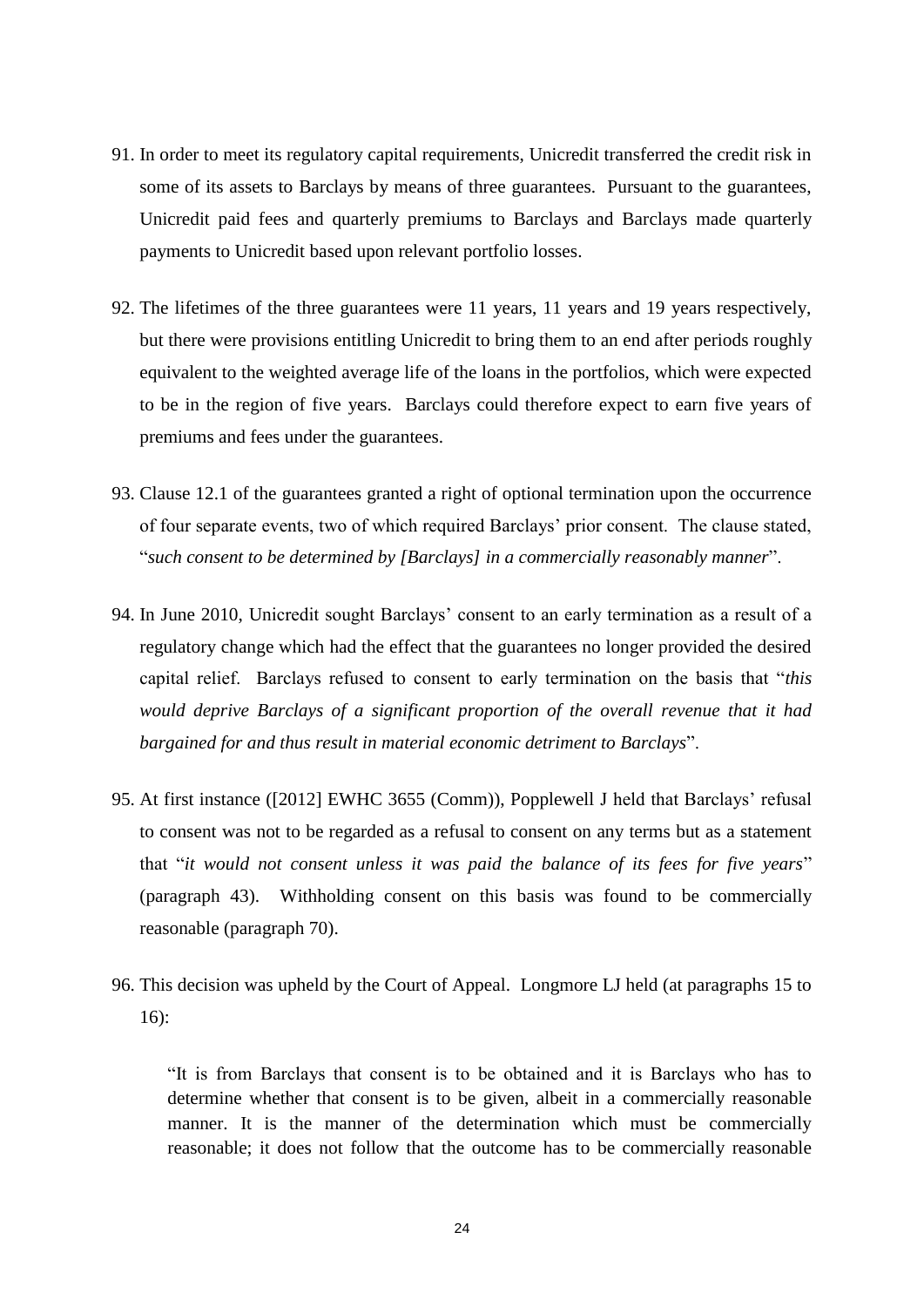91. In order to meet its regulatory capital requirements, Unicredit transferred the credit risk in some of its assets to Barclays by means of three guarantees. Pursuant to the guarantees, Unicredit paid fees and quarterly premiums to Barclays and Barclays made quarterly payments to Unicredit based upon relevant portfolio losses.

92. The lifetimes of the three guarantees were 11 years, 11 years and 19 years respectively, but there were provisions entitling Unicredit to bring them to an end after periods roughly equivalent to the weighted average life of the loans in the portfolios, which were expected to be in the region of five years. Barclays could therefore expect to earn five years of premiums and fees under the guarantees.

93. Clause 12.1 of the guarantees granted a right of optional termination upon the occurrence of four separate events, two of which required Barclays' prior consent. The clause stated, "*such consent to be determined by [Barclays] in a commercially reasonably manner*".

94. In June 2010, Unicredit sought Barclays' consent to an early termination as a result of a regulatory change which had the effect that the guarantees no longer provided the desired capital relief. Barclays refused to consent to early termination on the basis that "*this would deprive Barclays of a significant proportion of the overall revenue that it had bargained for and thus result in material economic detriment to Barclays*".

95. At first instance ([2012] EWHC 3655 (Comm)), Popplewell J held that Barclays' refusal to consent was not to be regarded as a refusal to consent on any terms but as a statement that "*it would not consent unless it was paid the balance of its fees for five years*" (paragraph 43). Withholding consent on this basis was found to be commercially reasonable (paragraph 70).

96. This decision was upheld by the Court of Appeal. Longmore LJ held (at paragraphs 15 to 16):

> "It is from Barclays that consent is to be obtained and it is Barclays who has to determine whether that consent is to be given, albeit in a commercially reasonable manner. It is the manner of the determination which must be commercially reasonable; it does not follow that the outcome has to be commercially reasonable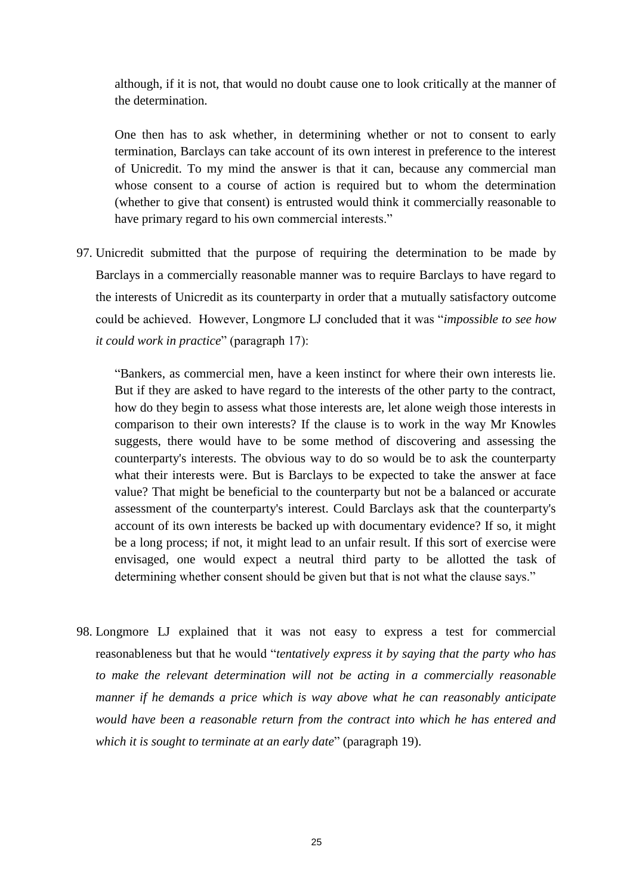> although, if it is not, that would no doubt cause one to look critically at the manner of the determination.
>
> One then has to ask whether, in determining whether or not to consent to early termination, Barclays can take account of its own interest in preference to the interest of Unicredit. To my mind the answer is that it can, because any commercial man whose consent to a course of action is required but to whom the determination (whether to give that consent) is entrusted would think it commercially reasonable to have primary regard to his own commercial interests."

97. Unicredit submitted that the purpose of requiring the determination to be made by Barclays in a commercially reasonable manner was to require Barclays to have regard to the interests of Unicredit as its counterparty in order that a mutually satisfactory outcome could be achieved. However, Longmore LJ concluded that it was "*impossible to see how it could work in practice*" (paragraph 17):

> "Bankers, as commercial men, have a keen instinct for where their own interests lie. But if they are asked to have regard to the interests of the other party to the contract, how do they begin to assess what those interests are, let alone weigh those interests in comparison to their own interests? If the clause is to work in the way Mr Knowles suggests, there would have to be some method of discovering and assessing the counterparty's interests. The obvious way to do so would be to ask the counterparty what their interests were. But is Barclays to be expected to take the answer at face value? That might be beneficial to the counterparty but not be a balanced or accurate assessment of the counterparty's interest. Could Barclays ask that the counterparty's account of its own interests be backed up with documentary evidence? If so, it might be a long process; if not, it might lead to an unfair result. If this sort of exercise were envisaged, one would expect a neutral third party to be allotted the task of determining whether consent should be given but that is not what the clause says."

98. Longmore LJ explained that it was not easy to express a test for commercial reasonableness but that he would "*tentatively express it by saying that the party who has to make the relevant determination will not be acting in a commercially reasonable manner if he demands a price which is way above what he can reasonably anticipate would have been a reasonable return from the contract into which he has entered and which it is sought to terminate at an early date*" (paragraph 19).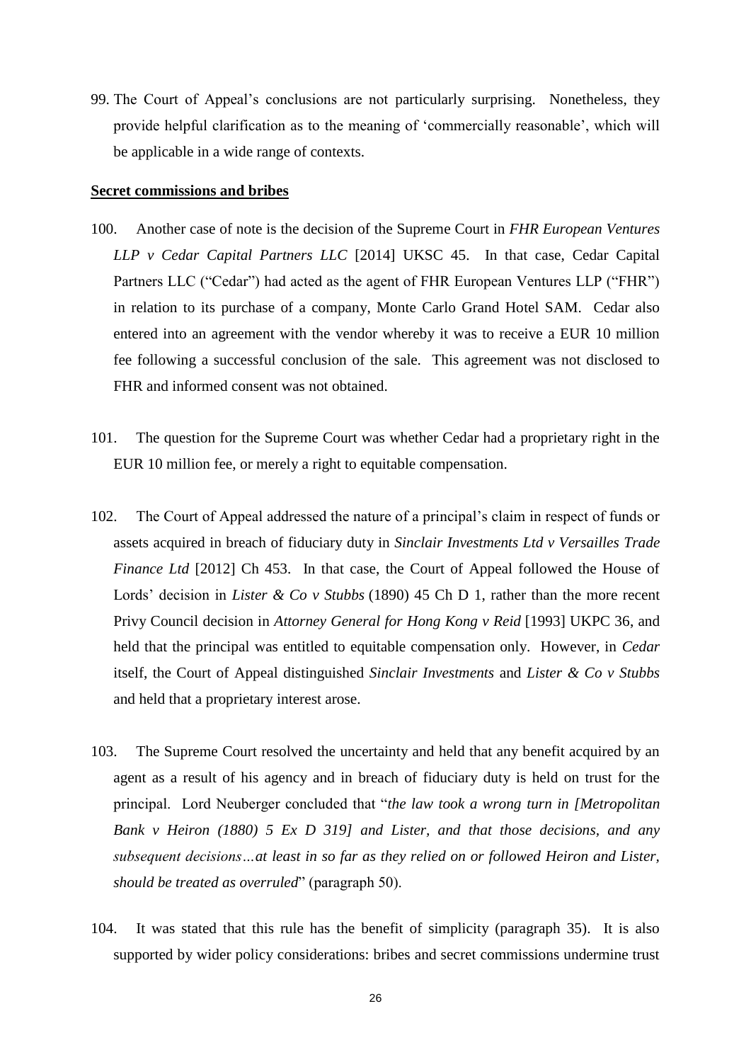99. The Court of Appeal's conclusions are not particularly surprising. Nonetheless, they provide helpful clarification as to the meaning of 'commercially reasonable', which will be applicable in a wide range of contexts.

**Secret commissions and bribes**

100. Another case of note is the decision of the Supreme Court in *FHR European Ventures LLP v Cedar Capital Partners LLC* [2014] UKSC 45. In that case, Cedar Capital Partners LLC ("Cedar") had acted as the agent of FHR European Ventures LLP ("FHR") in relation to its purchase of a company, Monte Carlo Grand Hotel SAM. Cedar also entered into an agreement with the vendor whereby it was to receive a EUR 10 million fee following a successful conclusion of the sale. This agreement was not disclosed to FHR and informed consent was not obtained.

101. The question for the Supreme Court was whether Cedar had a proprietary right in the EUR 10 million fee, or merely a right to equitable compensation.

102. The Court of Appeal addressed the nature of a principal's claim in respect of funds or assets acquired in breach of fiduciary duty in *Sinclair Investments Ltd v Versailles Trade Finance Ltd* [2012] Ch 453. In that case, the Court of Appeal followed the House of Lords' decision in *Lister & Co v Stubbs* (1890) 45 Ch D 1, rather than the more recent Privy Council decision in *Attorney General for Hong Kong v Reid* [1993] UKPC 36, and held that the principal was entitled to equitable compensation only. However, in *Cedar* itself, the Court of Appeal distinguished *Sinclair Investments* and *Lister & Co v Stubbs* and held that a proprietary interest arose.

103. The Supreme Court resolved the uncertainty and held that any benefit acquired by an agent as a result of his agency and in breach of fiduciary duty is held on trust for the principal. Lord Neuberger concluded that "*the law took a wrong turn in [Metropolitan Bank v Heiron (1880) 5 Ex D 319] and Lister, and that those decisions, and any subsequent decisions…at least in so far as they relied on or followed Heiron and Lister, should be treated as overruled*" (paragraph 50).

104. It was stated that this rule has the benefit of simplicity (paragraph 35). It is also supported by wider policy considerations: bribes and secret commissions undermine trust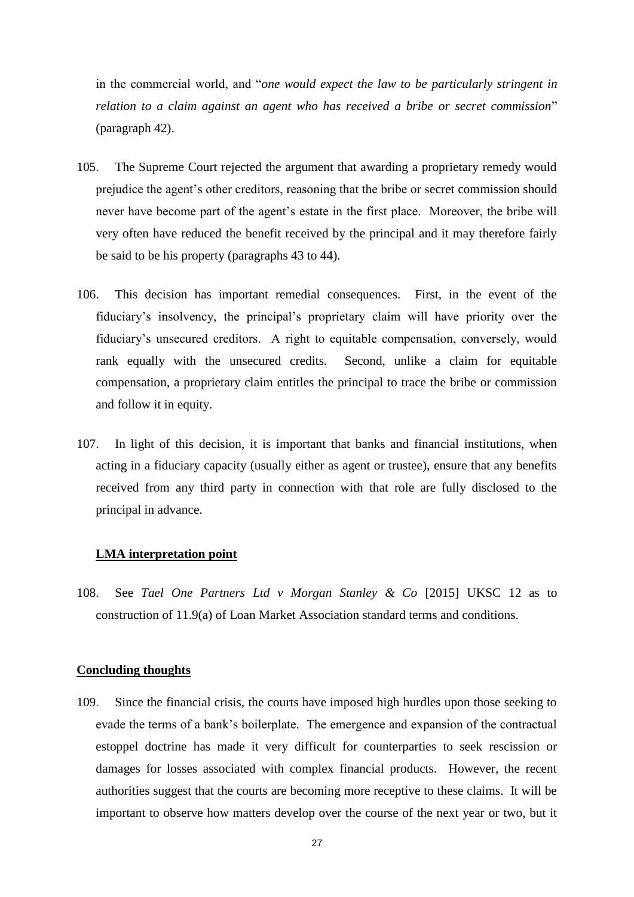in the commercial world, and "*one would expect the law to be particularly stringent in relation to a claim against an agent who has received a bribe or secret commission*" (paragraph 42).

105. The Supreme Court rejected the argument that awarding a proprietary remedy would prejudice the agent's other creditors, reasoning that the bribe or secret commission should never have become part of the agent's estate in the first place. Moreover, the bribe will very often have reduced the benefit received by the principal and it may therefore fairly be said to be his property (paragraphs 43 to 44).

106. This decision has important remedial consequences. First, in the event of the fiduciary's insolvency, the principal's proprietary claim will have priority over the fiduciary's unsecured creditors. A right to equitable compensation, conversely, would rank equally with the unsecured credits. Second, unlike a claim for equitable compensation, a proprietary claim entitles the principal to trace the bribe or commission and follow it in equity.

107. In light of this decision, it is important that banks and financial institutions, when acting in a fiduciary capacity (usually either as agent or trustee), ensure that any benefits received from any third party in connection with that role are fully disclosed to the principal in advance.

**LMA interpretation point**

108. See *Tael One Partners Ltd v Morgan Stanley & Co* [2015] UKSC 12 as to construction of 11.9(a) of Loan Market Association standard terms and conditions.

**Concluding thoughts**

109. Since the financial crisis, the courts have imposed high hurdles upon those seeking to evade the terms of a bank's boilerplate. The emergence and expansion of the contractual estoppel doctrine has made it very difficult for counterparties to seek rescission or damages for losses associated with complex financial products. However, the recent authorities suggest that the courts are becoming more receptive to these claims. It will be important to observe how matters develop over the course of the next year or two, but it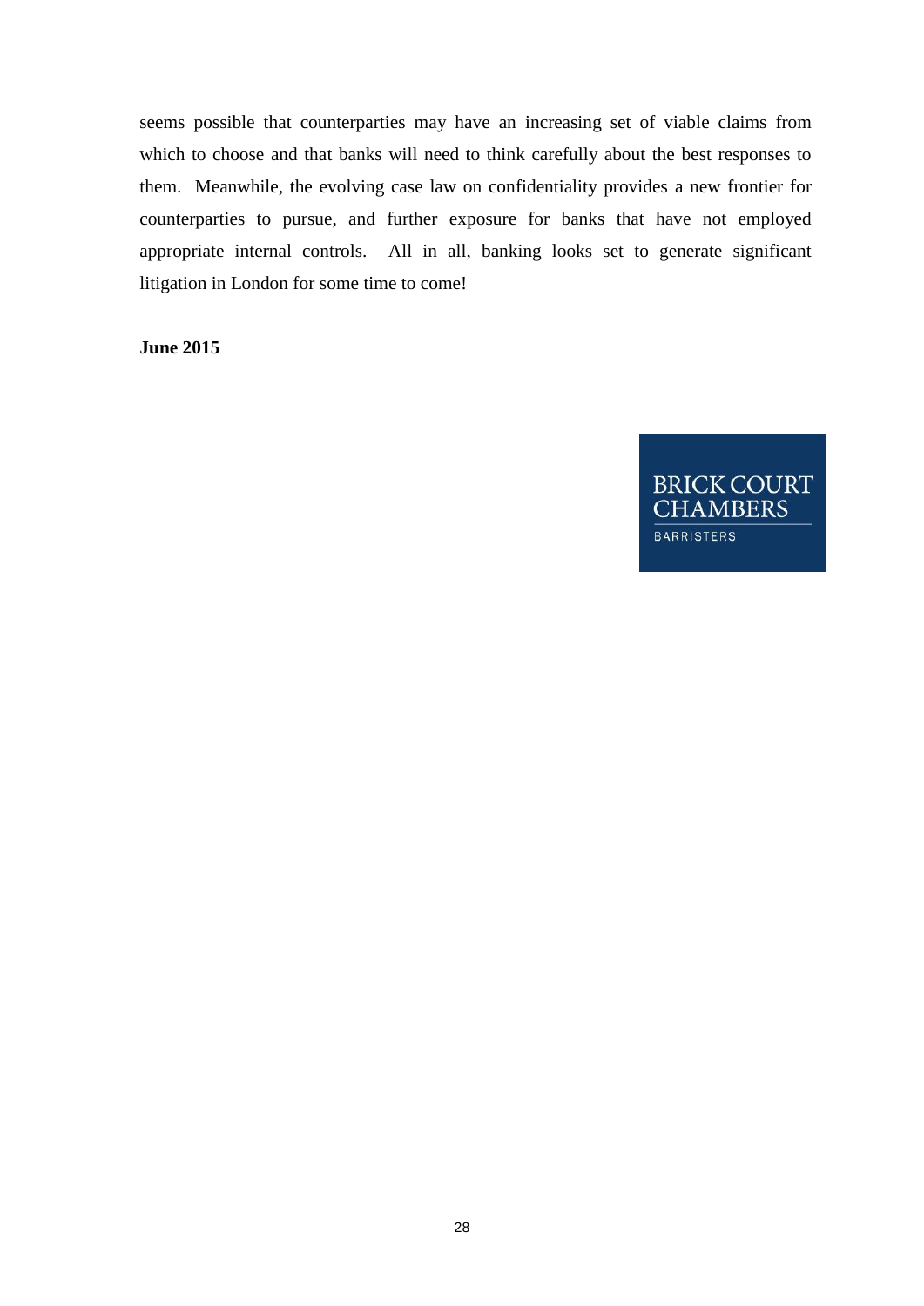seems possible that counterparties may have an increasing set of viable claims from which to choose and that banks will need to think carefully about the best responses to them. Meanwhile, the evolving case law on confidentiality provides a new frontier for counterparties to pursue, and further exposure for banks that have not employed appropriate internal controls. All in all, banking looks set to generate significant litigation in London for some time to come!

**June 2015**

BRICK COURT CHAMBERS

BARRISTERS